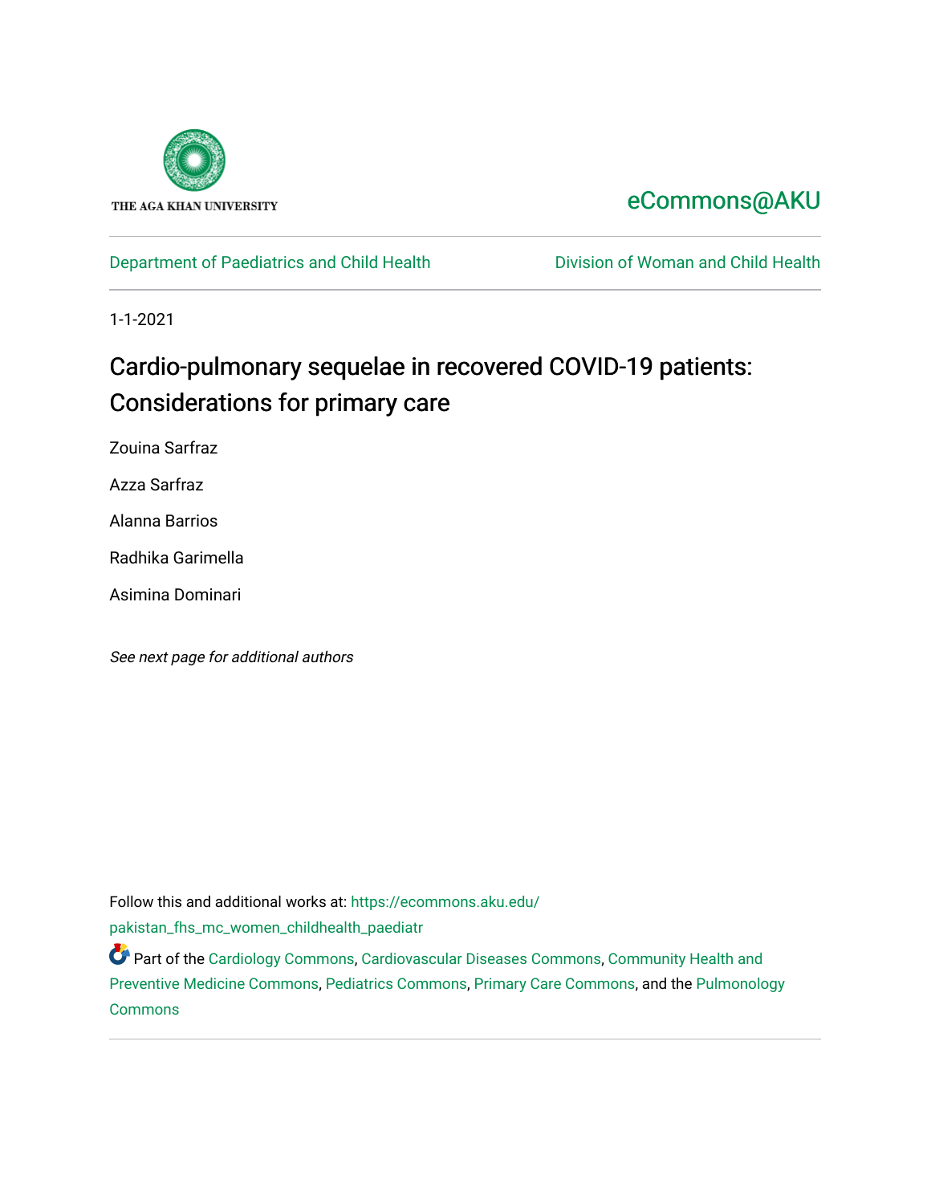THE AGA KHAN UNIVERSITY

eCommons@AKU

Department of Paediatrics and Child Health

Division of Woman and Child Health

1-1-2021

# Cardio-pulmonary sequelae in recovered COVID-19 patients: Considerations for primary care

Zouina Sarfraz

Azza Sarfraz

Alanna Barrios

Radhika Garimella

Asimina Dominari

*See next page for additional authors*

Follow this and additional works at: https://ecommons.aku.edu/pakistan_fhs_mc_women_childhealth_paediatr

Part of the Cardiology Commons, Cardiovascular Diseases Commons, Community Health and Preventive Medicine Commons, Pediatrics Commons, Primary Care Commons, and the Pulmonology Commons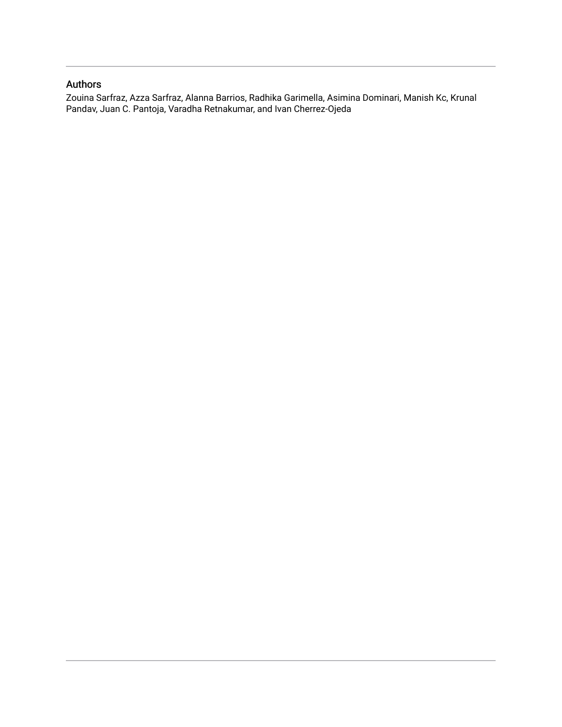## Authors

Zouina Sarfraz, Azza Sarfraz, Alanna Barrios, Radhika Garimella, Asimina Dominari, Manish Kc, Krunal Pandav, Juan C. Pantoja, Varadha Retnakumar, and Ivan Cherrez-Ojeda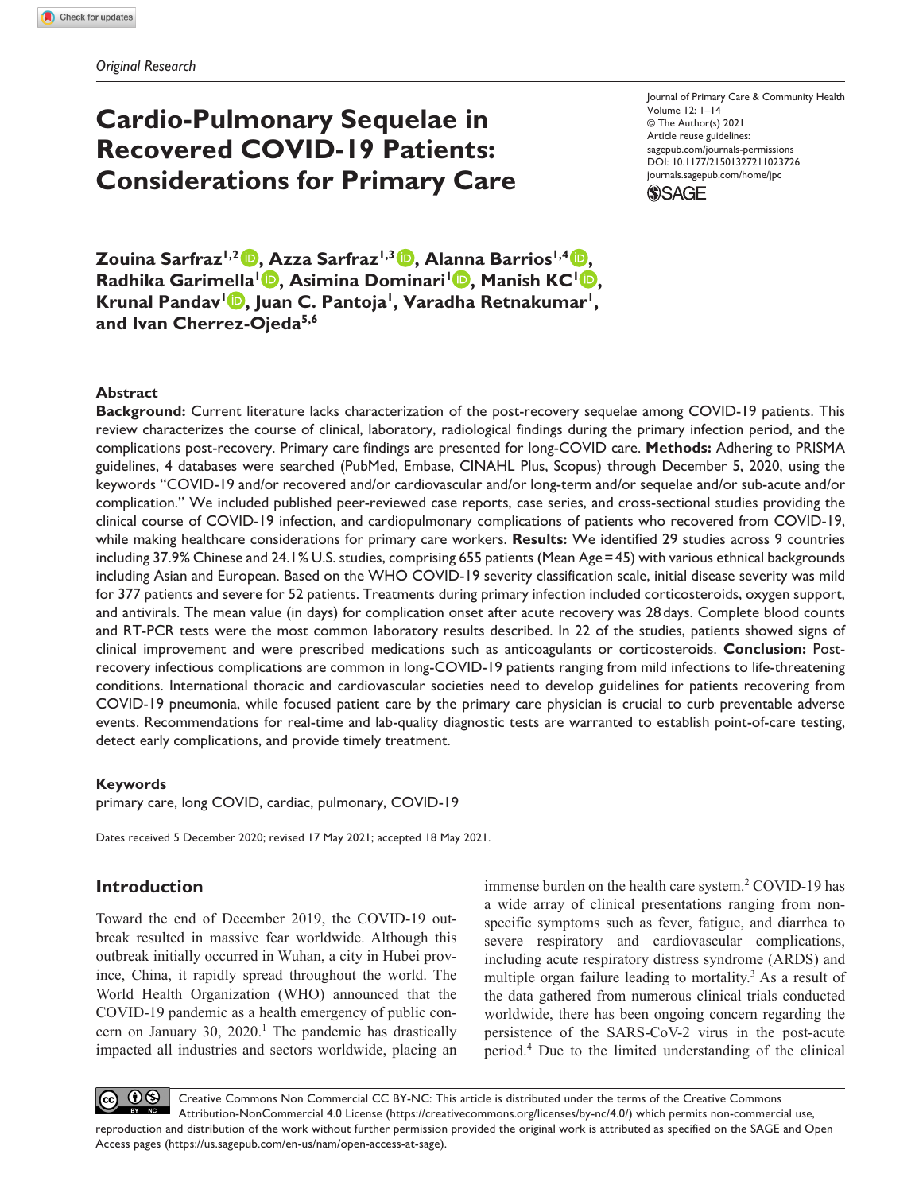*Original Research*

# Cardio-Pulmonary Sequelae in Recovered COVID-19 Patients: Considerations for Primary Care

Journal of Primary Care & Community Health
Volume 12: 1–14
© The Author(s) 2021
Article reuse guidelines:
sagepub.com/journals-permissions
DOI: 10.1177/21501327211023726
journals.sagepub.com/home/jpc

**Zouina Sarfraz[1,2], Azza Sarfraz[1,3], Alanna Barrios[1,4], Radhika Garimella[1], Asimina Dominari[1], Manish KC[1], Krunal Pandav[1], Juan C. Pantoja[1], Varadha Retnakumar[1], and Ivan Cherrez-Ojeda[5,6]**

## Abstract

**Background:** Current literature lacks characterization of the post-recovery sequelae among COVID-19 patients. This review characterizes the course of clinical, laboratory, radiological findings during the primary infection period, and the complications post-recovery. Primary care findings are presented for long-COVID care. **Methods:** Adhering to PRISMA guidelines, 4 databases were searched (PubMed, Embase, CINAHL Plus, Scopus) through December 5, 2020, using the keywords "COVID-19 and/or recovered and/or cardiovascular and/or long-term and/or sequelae and/or sub-acute and/or complication." We included published peer-reviewed case reports, case series, and cross-sectional studies providing the clinical course of COVID-19 infection, and cardiopulmonary complications of patients who recovered from COVID-19, while making healthcare considerations for primary care workers. **Results:** We identified 29 studies across 9 countries including 37.9% Chinese and 24.1% U.S. studies, comprising 655 patients (Mean Age = 45) with various ethnical backgrounds including Asian and European. Based on the WHO COVID-19 severity classification scale, initial disease severity was mild for 377 patients and severe for 52 patients. Treatments during primary infection included corticosteroids, oxygen support, and antivirals. The mean value (in days) for complication onset after acute recovery was 28 days. Complete blood counts and RT-PCR tests were the most common laboratory results described. In 22 of the studies, patients showed signs of clinical improvement and were prescribed medications such as anticoagulants or corticosteroids. **Conclusion:** Post-recovery infectious complications are common in long-COVID-19 patients ranging from mild infections to life-threatening conditions. International thoracic and cardiovascular societies need to develop guidelines for patients recovering from COVID-19 pneumonia, while focused patient care by the primary care physician is crucial to curb preventable adverse events. Recommendations for real-time and lab-quality diagnostic tests are warranted to establish point-of-care testing, detect early complications, and provide timely treatment.

### Keywords

primary care, long COVID, cardiac, pulmonary, COVID-19

Dates received 5 December 2020; revised 17 May 2021; accepted 18 May 2021.

## Introduction

Toward the end of December 2019, the COVID-19 outbreak resulted in massive fear worldwide. Although this outbreak initially occurred in Wuhan, a city in Hubei province, China, it rapidly spread throughout the world. The World Health Organization (WHO) announced that the COVID-19 pandemic as a health emergency of public concern on January 30, 2020.[1] The pandemic has drastically impacted all industries and sectors worldwide, placing an immense burden on the health care system.[2] COVID-19 has a wide array of clinical presentations ranging from non-specific symptoms such as fever, fatigue, and diarrhea to severe respiratory and cardiovascular complications, including acute respiratory distress syndrome (ARDS) and multiple organ failure leading to mortality.[3] As a result of the data gathered from numerous clinical trials conducted worldwide, there has been ongoing concern regarding the persistence of the SARS-CoV-2 virus in the post-acute period.[4] Due to the limited understanding of the clinical

Creative Commons Non Commercial CC BY-NC: This article is distributed under the terms of the Creative Commons Attribution-NonCommercial 4.0 License (https://creativecommons.org/licenses/by-nc/4.0/) which permits non-commercial use, reproduction and distribution of the work without further permission provided the original work is attributed as specified on the SAGE and Open Access pages (https://us.sagepub.com/en-us/nam/open-access-at-sage).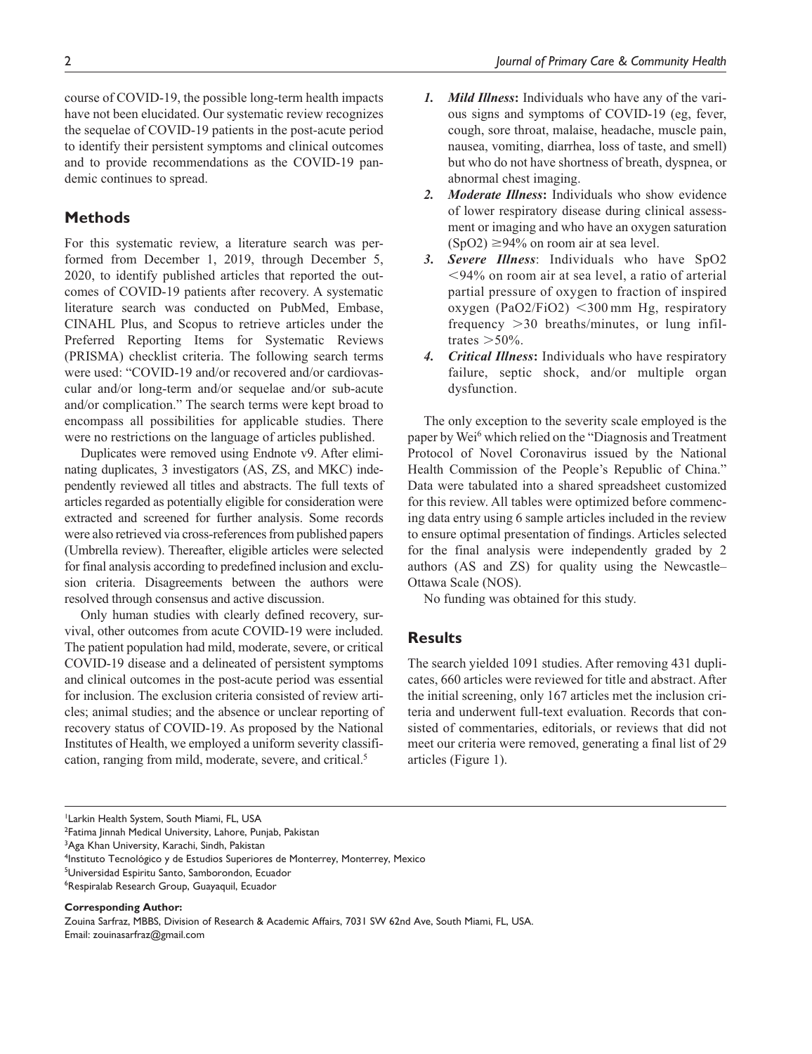course of COVID-19, the possible long-term health impacts have not been elucidated. Our systematic review recognizes the sequelae of COVID-19 patients in the post-acute period to identify their persistent symptoms and clinical outcomes and to provide recommendations as the COVID-19 pandemic continues to spread.

## Methods

For this systematic review, a literature search was performed from December 1, 2019, through December 5, 2020, to identify published articles that reported the outcomes of COVID-19 patients after recovery. A systematic literature search was conducted on PubMed, Embase, CINAHL Plus, and Scopus to retrieve articles under the Preferred Reporting Items for Systematic Reviews (PRISMA) checklist criteria. The following search terms were used: "COVID-19 and/or recovered and/or cardiovascular and/or long-term and/or sequelae and/or sub-acute and/or complication." The search terms were kept broad to encompass all possibilities for applicable studies. There were no restrictions on the language of articles published.

Duplicates were removed using Endnote v9. After eliminating duplicates, 3 investigators (AS, ZS, and MKC) independently reviewed all titles and abstracts. The full texts of articles regarded as potentially eligible for consideration were extracted and screened for further analysis. Some records were also retrieved via cross-references from published papers (Umbrella review). Thereafter, eligible articles were selected for final analysis according to predefined inclusion and exclusion criteria. Disagreements between the authors were resolved through consensus and active discussion.

Only human studies with clearly defined recovery, survival, other outcomes from acute COVID-19 were included. The patient population had mild, moderate, severe, or critical COVID-19 disease and a delineated of persistent symptoms and clinical outcomes in the post-acute period was essential for inclusion. The exclusion criteria consisted of review articles; animal studies; and the absence or unclear reporting of recovery status of COVID-19. As proposed by the National Institutes of Health, we employed a uniform severity classification, ranging from mild, moderate, severe, and critical.[5]

1. ***Mild Illness*****:** Individuals who have any of the various signs and symptoms of COVID-19 (eg, fever, cough, sore throat, malaise, headache, muscle pain, nausea, vomiting, diarrhea, loss of taste, and smell) but who do not have shortness of breath, dyspnea, or abnormal chest imaging.
2. ***Moderate Illness*****:** Individuals who show evidence of lower respiratory disease during clinical assessment or imaging and who have an oxygen saturation ($SpO_2$) $\geq$94% on room air at sea level.
3. ***Severe Illness***: Individuals who have $SpO_2$ <94% on room air at sea level, a ratio of arterial partial pressure of oxygen to fraction of inspired oxygen ($PaO_2/FiO_2$) <300 mm Hg, respiratory frequency >30 breaths/minutes, or lung infiltrates >50%.
4. ***Critical Illness*****:** Individuals who have respiratory failure, septic shock, and/or multiple organ dysfunction.

The only exception to the severity scale employed is the paper by Wei[6] which relied on the "Diagnosis and Treatment Protocol of Novel Coronavirus issued by the National Health Commission of the People's Republic of China." Data were tabulated into a shared spreadsheet customized for this review. All tables were optimized before commencing data entry using 6 sample articles included in the review to ensure optimal presentation of findings. Articles selected for the final analysis were independently graded by 2 authors (AS and ZS) for quality using the Newcastle–Ottawa Scale (NOS).

No funding was obtained for this study.

## Results

The search yielded 1091 studies. After removing 431 duplicates, 660 articles were reviewed for title and abstract. After the initial screening, only 167 articles met the inclusion criteria and underwent full-text evaluation. Records that consisted of commentaries, editorials, or reviews that did not meet our criteria were removed, generating a final list of 29 articles (Figure 1).

[1]Larkin Health System, South Miami, FL, USA
[2]Fatima Jinnah Medical University, Lahore, Punjab, Pakistan
[3]Aga Khan University, Karachi, Sindh, Pakistan
[4]Instituto Tecnológico y de Estudios Superiores de Monterrey, Monterrey, Mexico
[5]Universidad Espiritu Santo, Samborondon, Ecuador
[6]Respiralab Research Group, Guayaquil, Ecuador

**Corresponding Author:**
Zouina Sarfraz, MBBS, Division of Research & Academic Affairs, 7031 SW 62nd Ave, South Miami, FL, USA.
Email: zouinasarfraz@gmail.com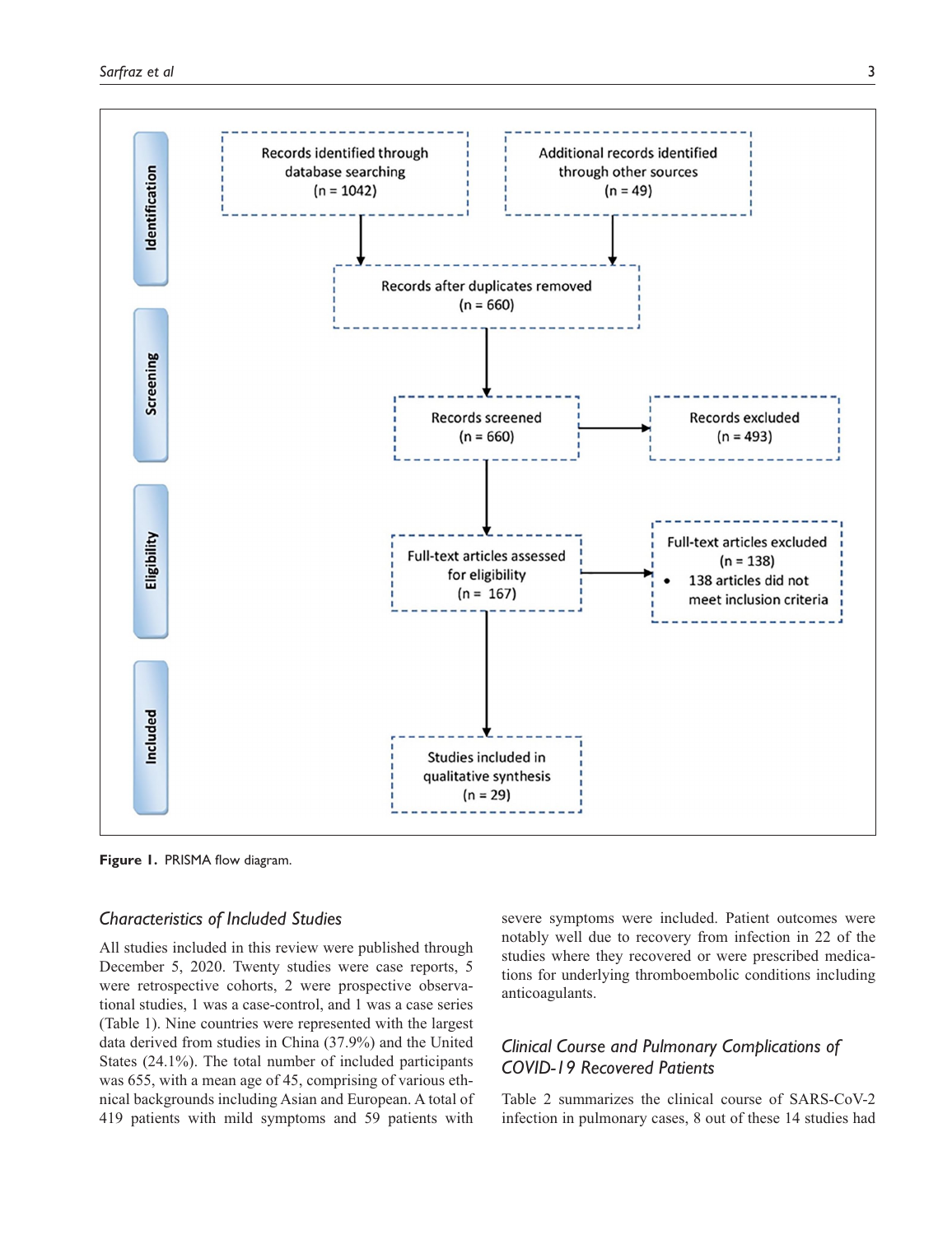Identification

Records identified through database searching (n = 1042)

Additional records identified through other sources (n = 49)

Records after duplicates removed (n = 660)

Screening

Records screened (n = 660)

Records excluded (n = 493)

Eligibility

Full-text articles assessed for eligibility (n = 167)

Full-text articles excluded (n = 138)
- 138 articles did not meet inclusion criteria

Included

Studies included in qualitative synthesis (n = 29)

**Figure 1.** PRISMA flow diagram.

### *Characteristics of Included Studies*

All studies included in this review were published through December 5, 2020. Twenty studies were case reports, 5 were retrospective cohorts, 2 were prospective observational studies, 1 was a case-control, and 1 was a case series (Table 1). Nine countries were represented with the largest data derived from studies in China (37.9%) and the United States (24.1%). The total number of included participants was 655, with a mean age of 45, comprising of various ethnical backgrounds including Asian and European. A total of 419 patients with mild symptoms and 59 patients with severe symptoms were included. Patient outcomes were notably well due to recovery from infection in 22 of the studies where they recovered or were prescribed medications for underlying thromboembolic conditions including anticoagulants.

### *Clinical Course and Pulmonary Complications of COVID-19 Recovered Patients*

Table 2 summarizes the clinical course of SARS-CoV-2 infection in pulmonary cases, 8 out of these 14 studies had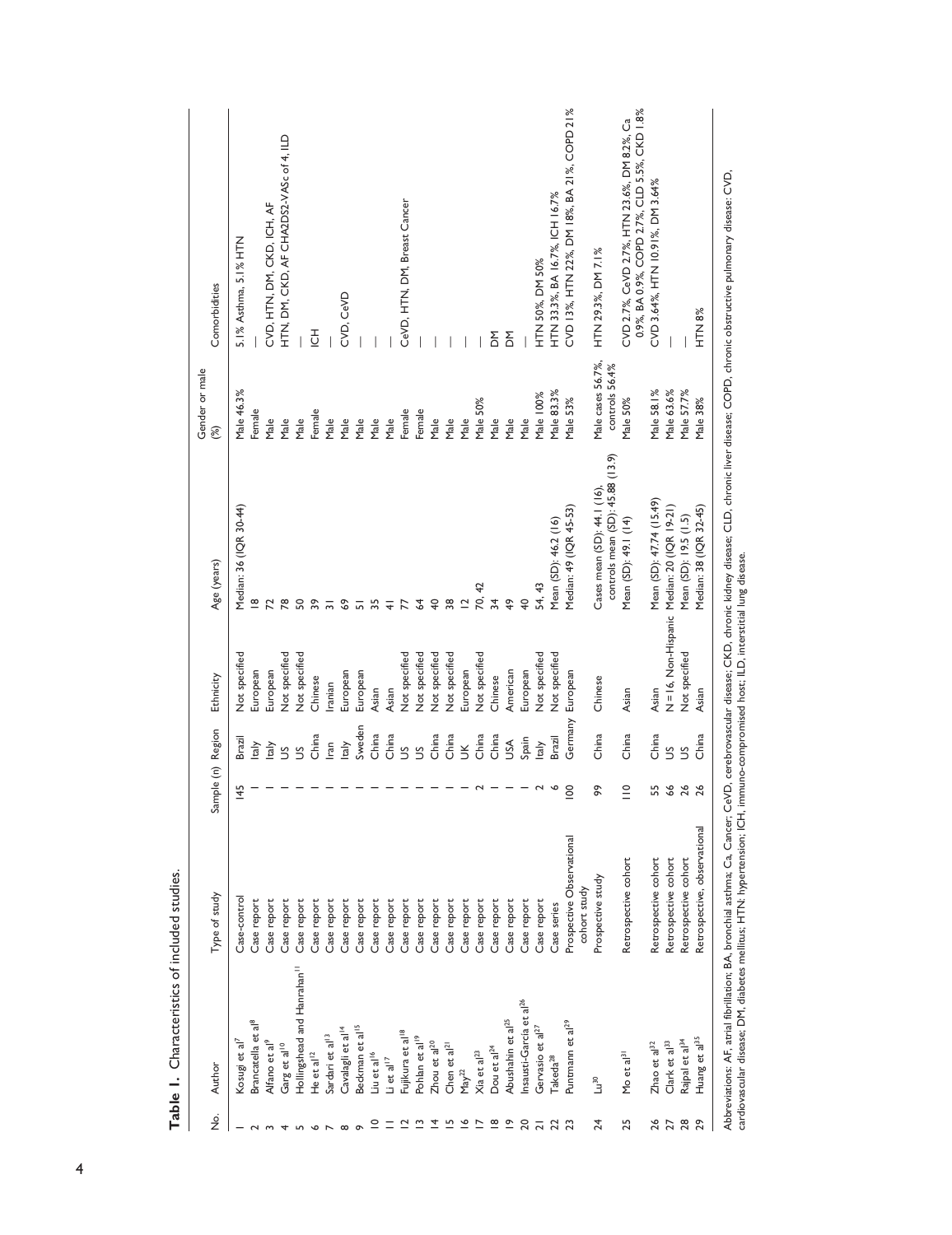**Table 1.** Characteristics of included studies.

| No. | Author | Type of study | Sample (n) | Region | Ethnicity | Age (years) | Gender or male (%) | Comorbidities |
|---|---|---|---|---|---|---|---|---|
| 1 | Kosugi et al[7] | Case-control | 145 | Brazil | Not specified | Median: 36 (IQR 30-44) | Male 46.3% | 5.1% Asthma, 5.1% HTN |
| 2 | Brancatella et al[8] | Case report | 1 | Italy | European | 18 | Female | — |
| 3 | Alfano et al[9] | Case report | 1 | Italy | European | 72 | Male | CVD, HTN, DM, CKD, ICH, AF |
| 4 | Garg et al[10] | Case report | 1 | US | Not specified | 78 | Male | HTN, DM, CKD, AF CHA2DS2-VASc of 4, ILD |
| 5 | Hollingshead and Hanrahan[11] | Case report | 1 | US | Not specified | 50 | Male | — |
| 6 | He et al[12] | Case report | 1 | China | Chinese | 39 | Female | ICH |
| 7 | Sardari et al[13] | Case report | 1 | Iran | Iranian | 31 | Male | — |
| 8 | Cavalagli et al[14] | Case report | 1 | Italy | European | 69 | Male | CVD, CeVD |
| 9 | Beckman et al[15] | Case report | 1 | Sweden | European | 51 | Male | — |
| 10 | Liu et al[16] | Case report | 1 | China | Asian | 35 | Male | — |
| 11 | Li et al[17] | Case report | 1 | China | Asian | 41 | Male | — |
| 12 | Fujikura et al[18] | Case report | 1 | US | Not specified | 77 | Female | CeVD, HTN, DM, Breast Cancer |
| 13 | Pohlan et al[19] | Case report | 1 | US | Not specified | 64 | Female | — |
| 14 | Zhou et al[20] | Case report | 1 | China | Not specified | 40 | Male | — |
| 15 | Chen et al[21] | Case report | 1 | China | Not specified | 38 | Male | — |
| 16 | May[22] | Case report | 1 | UK | European | 12 | Male | — |
| 17 | Xia et al[23] | Case report | 2 | China | Not specified | 70, 42 | Male 50% | — |
| 18 | Dou et al[24] | Case report | 1 | China | Chinese | 34 | Male | DM |
| 19 | Abushahin et al[25] | Case report | 1 | USA | American | 49 | Male | DM |
| 20 | Insausti-García et al[26] | Case report | 1 | Spain | European | 40 | Male | — |
| 21 | Gervasio et al[27] | Case report | 2 | Italy | Not specified | 54, 43 | Male 100% | HTN 50%, DM 50% |
| 22 | Takeda[28] | Case series | 6 | Brazil | Not specified | Mean (SD): 46.2 (16) | Male 83.3% | HTN 33.3%, BA 16.7%, ICH 16.7% |
| 23 | Puntmann et al[29] | Prospective Observational cohort study | 100 | Germany | European | Median: 49 (IQR 45-53) | Male 53% | CVD 13%, HTN 22%, DM 18%, BA 21%, COPD 21% |
| 24 | Lu[30] | Prospective study | 99 | China | Chinese | Cases mean (SD): 44.1 (16), controls mean (SD): 45.88 (13.9) | Male cases 56.7%, controls 56.4% | HTN 29.3%, DM 7.1% |
| 25 | Mo et al[31] | Retrospective cohort | 110 | China | Asian | Mean (SD): 49.1 (14) | Male 50% | CVD 2.7%, CeVD 2.7%, HTN 23.6%, DM 8.2%, Ca 0.9%, BA 0.9%, COPD 2.7%, CLD 5.5%, CKD 1.8% |
| 26 | Zhao et al[32] | Retrospective cohort | 55 | China | Asian | Mean (SD): 47.74 (15.49) | Male 58.1% | CVD 3.64%, HTN 10.91%, DM 3.64% |
| 27 | Clark et al[33] | Retrospective cohort | 66 | US | N = 16, Non-Hispanic | Median: 20 (IQR 19-21) | Male 63.6% | — |
| 28 | Rajpal et al[34] | Retrospective cohort | 26 | US | Not specified | Mean (SD): 19.5 (1.5) | Male 57.7% | — |
| 29 | Huang et al[35] | Retrospective, observational | 26 | China | Asian | Median: 38 (IQR 32-45) | Male 38% | HTN 8% |

Abbreviations: AF, atrial fibrillation; BA, bronchial asthma; Ca, Cancer; CeVD, cerebrovascular disease; CKD, chronic kidney disease; CLD, chronic liver disease; COPD, chronic obstructive pulmonary disease; CVD, cardiovascular disease; DM, diabetes mellitus; HTN: hypertension; ICH, immuno-compromised host; ILD, interstitial lung disease.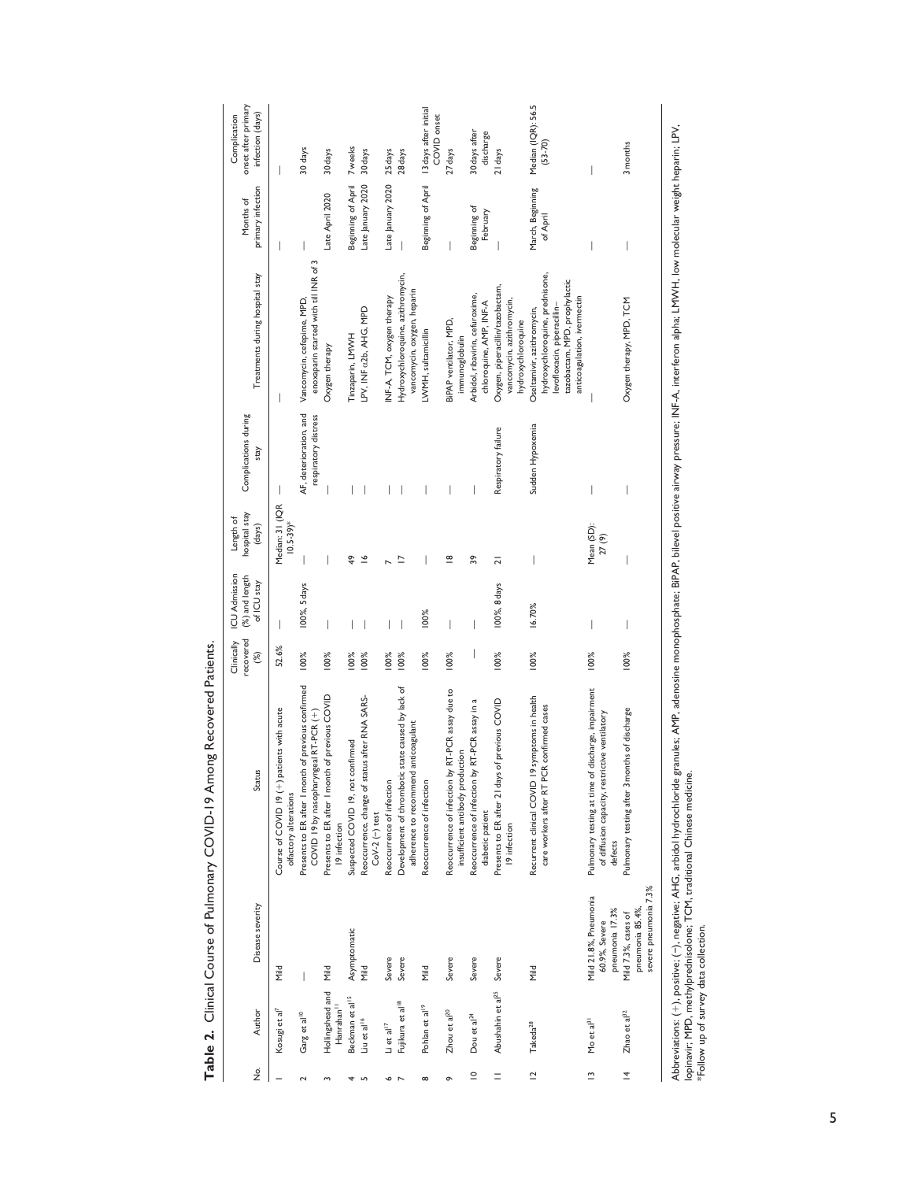**Table 2.** Clinical Course of Pulmonary COVID-19 Among Recovered Patients.

| No. | Author | Disease severity | Status | Clinically recovered (%) | ICU Admission (%) and length of ICU stay | Length of hospital stay (days) | Complications during stay | Treatments during hospital stay | Months of primary infection | Complication onset after primary infection (days) |
|---|---|---|---|---|---|---|---|---|---|---|
| 1 | Kosugi et al[7] | Mild | Course of COVID 19 (+) patients with acute olfactory alterations | 52.6% | — | Median: 31 (IQR 10.5-39)* | — | — | — | — |
| 2 | Garg et al[10] | — | Presents to ER after 1 month of previous confirmed COVID 19 by nasopharyngeal RT-PCR (+) | 100% | 100%, 5 days | — | AF, deterioration, and respiratory distress | Vancomycin, cefepime, MPD, enoxaparin started with till INR of 3 | — | 30 days |
| 3 | Hollingshead and Hanrahan[11] | Mild | Presents to ER after 1 month of previous COVID 19 infection | 100% | — | — | — | Oxygen therapy | Late April 2020 | 30 days |
| 4 | Beckman et al[15] | Asymptomatic | Suspected COVID 19, not confirmed | 100% | — | 49 | — | Tinzaparin, LMWH | Beginning of April | 7 weeks |
| 5 | Liu et al[16] | Mild | Reoccurrence, change of status after RNA SARS-CoV-2 (−) test | 100% | — | 16 | — | LPV, INF α2b, AHG, MPD | Late January 2020 | 30 days |
| 6 | Li et al[17] | Severe | Reoccurrence of infection | 100% | — | 7 | — | INF-A, TCM, oxygen therapy | Late January 2020 | 25 days |
| 7 | Fujikura et al[18] | Severe | Development of thrombotic state caused by lack of adherence to recommend anticoagulant | 100% | — | 17 | — | Hydroxychloroquine, azithromycin, vancomycin, oxygen, heparin | — | 28 days |
| 8 | Pohlan et al[19] | Mild | Reoccurrence of infection | 100% | 100% | — | — | LWMH, sultamicillin | Beginning of April | 13 days after initial COVID onset |
| 9 | Zhou et al[20] | Severe | Reoccurrence of infection by RT-PCR assay due to insufficient antibody production | 100% | — | 18 | — | BiPAP ventilator, MPD, immunoglobulin | — | 27 days |
| 10 | Dou et al[24] | Severe | Reoccurrence of infection by RT-PCR assay in a diabetic patient | — | — | 39 | — | Arbidol, ribavirin, cefuroxime, chloroquine, AMP, INF-A | Beginning of February | 30 days after discharge |
| 11 | Abushahin et al[25] | Severe | Presents to ER after 21 days of previous COVID 19 infection | 100% | 100%, 8 days | 21 | Respiratory failure | Oxygen, piperacillin/tazobactam, vancomycin, azithromycin, hydroxychloroquine | — | 21 days |
| 12 | Takeda[28] | Mild | Recurrent clinical COVID 19 symptoms in health care workers after RT PCR confirmed cases | 100% | 16.70% | — | Sudden Hypoxemia | Oseltamivir, azithromycin, hydroxychloroquine, prednisone, levofloxacin, piperacillin–tazobactam, MPD, prophylactic anticoagulation, ivermectin | March, Beginning of April | Median (IQR): 56.5 (53-70) |
| 13 | Mo et al[31] | Mild 21.8%, Pneumonia 60.9%, Severe pneumonia 17.3% | Pulmonary testing at time of discharge, impairment of diffusion capacity, restrictive ventilatory defects | 100% | — | Mean (SD): 27 (9) | — | — | — | — |
| 14 | Zhao et al[32] | Mild 7.3%, cases of pneumonia 85.4%, severe pneumonia 7.3% | Pulmonary testing after 3 months of discharge | 100% | — | — | — | Oxygen therapy, MPD, TCM | — | 3 months |

Abbreviations: (+), positive; (−), negative; AHG, arbidol hydrochloride granules; AMP, adenosine monophosphate; BiPAP, bilevel positive airway pressure; INF-A, interferon alpha; LMWH, low molecular weight heparin; LPV, lopinavir; MPD, methylprednisolone; TCM, traditional Chinese medicine.
*Follow up of survey data collection.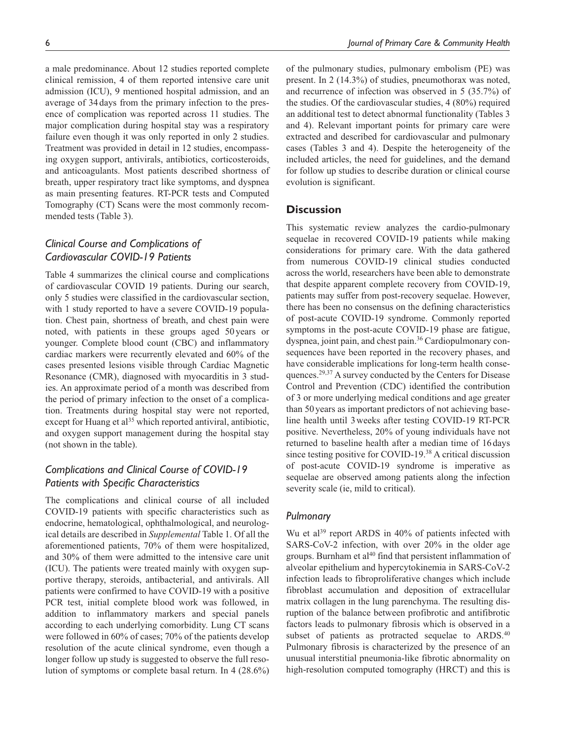a male predominance. About 12 studies reported complete clinical remission, 4 of them reported intensive care unit admission (ICU), 9 mentioned hospital admission, and an average of 34 days from the primary infection to the presence of complication was reported across 11 studies. The major complication during hospital stay was a respiratory failure even though it was only reported in only 2 studies. Treatment was provided in detail in 12 studies, encompassing oxygen support, antivirals, antibiotics, corticosteroids, and anticoagulants. Most patients described shortness of breath, upper respiratory tract like symptoms, and dyspnea as main presenting features. RT-PCR tests and Computed Tomography (CT) Scans were the most commonly recommended tests (Table 3).

### *Clinical Course and Complications of Cardiovascular COVID-19 Patients*

Table 4 summarizes the clinical course and complications of cardiovascular COVID 19 patients. During our search, only 5 studies were classified in the cardiovascular section, with 1 study reported to have a severe COVID-19 population. Chest pain, shortness of breath, and chest pain were noted, with patients in these groups aged 50 years or younger. Complete blood count (CBC) and inflammatory cardiac markers were recurrently elevated and 60% of the cases presented lesions visible through Cardiac Magnetic Resonance (CMR), diagnosed with myocarditis in 3 studies. An approximate period of a month was described from the period of primary infection to the onset of a complication. Treatments during hospital stay were not reported, except for Huang et al[35] which reported antiviral, antibiotic, and oxygen support management during the hospital stay (not shown in the table).

### *Complications and Clinical Course of COVID-19 Patients with Specific Characteristics*

The complications and clinical course of all included COVID-19 patients with specific characteristics such as endocrine, hematological, ophthalmological, and neurological details are described in *Supplemental* Table 1. Of all the aforementioned patients, 70% of them were hospitalized, and 30% of them were admitted to the intensive care unit (ICU). The patients were treated mainly with oxygen supportive therapy, steroids, antibacterial, and antivirals. All patients were confirmed to have COVID-19 with a positive PCR test, initial complete blood work was followed, in addition to inflammatory markers and special panels according to each underlying comorbidity. Lung CT scans were followed in 60% of cases; 70% of the patients develop resolution of the acute clinical syndrome, even though a longer follow up study is suggested to observe the full resolution of symptoms or complete basal return. In 4 (28.6%) of the pulmonary studies, pulmonary embolism (PE) was present. In 2 (14.3%) of studies, pneumothorax was noted, and recurrence of infection was observed in 5 (35.7%) of the studies. Of the cardiovascular studies, 4 (80%) required an additional test to detect abnormal functionality (Tables 3 and 4). Relevant important points for primary care were extracted and described for cardiovascular and pulmonary cases (Tables 3 and 4). Despite the heterogeneity of the included articles, the need for guidelines, and the demand for follow up studies to describe duration or clinical course evolution is significant.

## Discussion

This systematic review analyzes the cardio-pulmonary sequelae in recovered COVID-19 patients while making considerations for primary care. With the data gathered from numerous COVID-19 clinical studies conducted across the world, researchers have been able to demonstrate that despite apparent complete recovery from COVID-19, patients may suffer from post-recovery sequelae. However, there has been no consensus on the defining characteristics of post-acute COVID-19 syndrome. Commonly reported symptoms in the post-acute COVID-19 phase are fatigue, dyspnea, joint pain, and chest pain.[36] Cardiopulmonary consequences have been reported in the recovery phases, and have considerable implications for long-term health consequences.[29,37] A survey conducted by the Centers for Disease Control and Prevention (CDC) identified the contribution of 3 or more underlying medical conditions and age greater than 50 years as important predictors of not achieving baseline health until 3 weeks after testing COVID-19 RT-PCR positive. Nevertheless, 20% of young individuals have not returned to baseline health after a median time of 16 days since testing positive for COVID-19.[38] A critical discussion of post-acute COVID-19 syndrome is imperative as sequelae are observed among patients along the infection severity scale (ie, mild to critical).

### *Pulmonary*

Wu et al[39] report ARDS in 40% of patients infected with SARS-CoV-2 infection, with over 20% in the older age groups. Burnham et al[40] find that persistent inflammation of alveolar epithelium and hypercytokinemia in SARS-CoV-2 infection leads to fibroproliferative changes which include fibroblast accumulation and deposition of extracellular matrix collagen in the lung parenchyma. The resulting disruption of the balance between profibrotic and antifibrotic factors leads to pulmonary fibrosis which is observed in a subset of patients as protracted sequelae to ARDS.[40] Pulmonary fibrosis is characterized by the presence of an unusual interstitial pneumonia-like fibrotic abnormality on high-resolution computed tomography (HRCT) and this is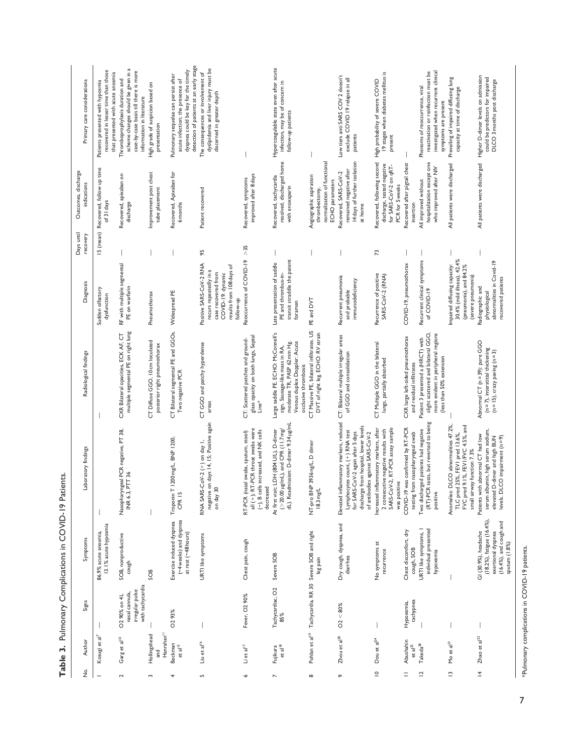**Table 3.** Pulmonary Complications in COVID-19 Patients.

| No. | Author | Signs | Symptoms | Laboratory findings | Radiological findings | Diagnosis | Days until recovery | Outcomes, discharge indications | Primary care considerations |
|---|---|---|---|---|---|---|---|---|---|
| 1 | Kosugi et al[7] | — | 86.9% acute anosmia, 13.1% acute hyposmia | — | — | Sudden olfactory dysfunction | 15 (mean) | Recovered, follow up time of 31 days | Patients presented with hyposmia recovered in lesser time than those that presented with acute anosmia |
| 2 | Garg et al[10] | O2 90% on 4L nasal cannula, irregular pulse with tachycardia | SOB, nonproductive cough | Nasopharyngeal PCR negative, PT 38, INR 6.3, PTT 36 | CXR Bilateral opacities, ECK AF, CT multiple segmental PE on right lung | RF with multiple segmental PE on warfarin | — | Recovered, apixaban on discharge | Thromboprophylaxis duration and scheme changes should be given in a case-by-case basis till there is more information in literature |
| 3 | Hollingshead and Hanrahan[11] | — | SOB | — | CT Diffuse GGO, 10 cm loculated posterior right pneumothorax | Pneumothorax | — | Improvement post chest tube placement | High grade of suspicion based on presentation |
| 4 | Beckman et al[15] | O2 93% | Exercise induced dyspnea (~4 weeks) and dyspnea at rest (~48 hours) | Troponin T 1200 mg/L, BNP 1200, CPR 15 | CT Bilateral segmental PE and GGOs. Two negative PCR | Widespread PE | — | Recovered, Apixaban for 6 months | Pulmonary sequelae can persist after acute infection; the presence of dyspnea could be key for the timely detection of patients at an early stage |
| 5 | Liu et al[16] | — | URTI like symptoms | RNA SARS-CoV-2 (+) on day 1, negative on days 14, 15; Positive again on day 30 | CT GGO and patchy hyperdense areas | Positive SARS-CoV-2 RNA recurs repeatedly in a case recovered from COVID-19: dynamic results from 108 days of follow-up | 95 | Patient recovered | The consequences or involvement of dyslipidemia and liver injury must be discerned in greater depth |
| 6 | Li et al[17] | Fever, O2 90% | Chest pain, cough | RT-PCR (nasal swabs, sputum, stool) all (+); RT-PCR throat swabs were (−), B cells increased, and NK cells decreased | CT: Scattered patches and ground-glass opacity on both lungs. Septal Line* | Reoccurrence of COVID-19 | >35 | Recovered, symptoms improved after 8 days | — |
| 7 | Fujikura et al[18] | Tachycardiac, O2 85% | Severe SOB | At first visit: LDH (804 U/L), D-dimer (>20.00 µg/mL), and CPR (11.7 mg/dL). Readmission: D-dimer 9.34 µg/mL | Large saddle PE ECHO: McConnell's sign. Sausage-like mass in RA, moderate TR, PASP 62 mm Hg. Venous duplex Doppler: Acute occlusive thrombosis | Late presentation of saddle PE and thrombus-in-transit straddle the patent foramen | — | Recovered, tachycardia resolved, discharged home with enoxaparin | Hypercoagulable state even after acute infection, may be of concern in follow-up patients |
| 8 | Pohlan et al[19] | Tachycardia, RR 30 | Severe SOB and right leg pain | NT-pro BNP 3936 ng/L, D dimer 18.3 mg/L | CT Massive PE, bilateral infiltrates. US DVT of right leg. ECHO: RV strain | PE and DVT | — | Angiographic aspiration thrombectomy, normalization of functional ECHO parameters | — |
| 9 | Zhou et al[20] | O2 <80% | Dry cough, dyspnea, and diarrhea | Elevated inflammatory markers, reduced Lymphocytes count, (+) RNA test for SARS-CoV-2 again after 5 days discharge from hospital, lower levels of antibodies against SARS-CoV-2 | CT: Bilateral multiple irregular areas of GGO and consolidation | Recurrent pneumonia and probable immunodeficiency | — | Recovered, SARS-CoV-2 remained negative after 14 days of further isolation at home | Low tiers anti SARS COV 2 doesn't exclude COVID 19 relapse in all patients |
| 10 | Dou et al[24] | — | No symptoms at recurrence | Increased inflammatory markers, after 2 consecutive negative results with SARS-CoV-2, RT-PCR assay sample was positive | CT Multiple GGO in the bilateral lungs, partially absorbed | Recurrence of positive SARS-CoV-2 (RNA) | 73 | Recovered, following second discharge, tested negative for SARS-CoV-2 on qRT-PCR for 5 weeks | High probability of severe COVID 19 stages when diabetes mellitus is present |
| 11 | Abushahin et al[25] | Hypoxemia, tachypnea | Chest discomfort, dry cough, SOB | COVID-19 was confirmed by RT-PCR testing from nasopharyngeal swab | CXR large left-sided pneumothorax and residual infiltrates | COVID-19, pneumothorax | — | Recovered after pigtail chest insertion | — |
| 12 | Takeda[28] | — | URTI like symptoms, 1 individual presented hypoxemia | Two discharged patients had negative (RT)-PCR tests, but reverted to being positive | Patient 3 presented a (HRCT) with slight scattered and bilateral GGO, more evident in peripheral regions (less than 50% extension | Recurrent clinical symptoms of COVID-19 | — | All improved without hospitalization except one who improved after NIV | Phenoms of reoccurrence, viral reactivation or reinfection must be investigated when recurrent clinical symptoms are present |
| 13 | Mo et al[31] | — | — | Anomalies: DLCO abnormalities 47.2%, TLC pred 25%, FEV1 pred 13.6%, FVC pred 9.1%, FEV1/FVC 4.5%, and small airway function 7.3% | — | Impaired diffusing capacity: 30.4% (mild illness), 42.4% (pneumonia), and 84.2% (severe pneumonia) | — | All patients were discharged | Prevailing of impaired diffusing lung capacity at time of discharge |
| 14 | Zhao et al[32] | — | GI (30.9%), headache (18.2%), fatigue (16.4%), exertional dyspnea (16.4%), and cough and sputum (1.8%) | Patients with abnormal CT had low serum albumin, high serum sodium, elevated D-dimer and high BUN levels. DLCO impairment (n = 9) | Abnormal CT (n = 39): pure GGO (n = 7), interstitial thickening (n = 15), crazy paving (n = 3) | Radiographic and physiological abnormalities in Covid-19 recovered patients | — | All patients were discharged | Higher D-dimer levels on admission could be predictors for impaired DLCO 3 months post discharge |

*Pulmonary complications in COVID-19 patients.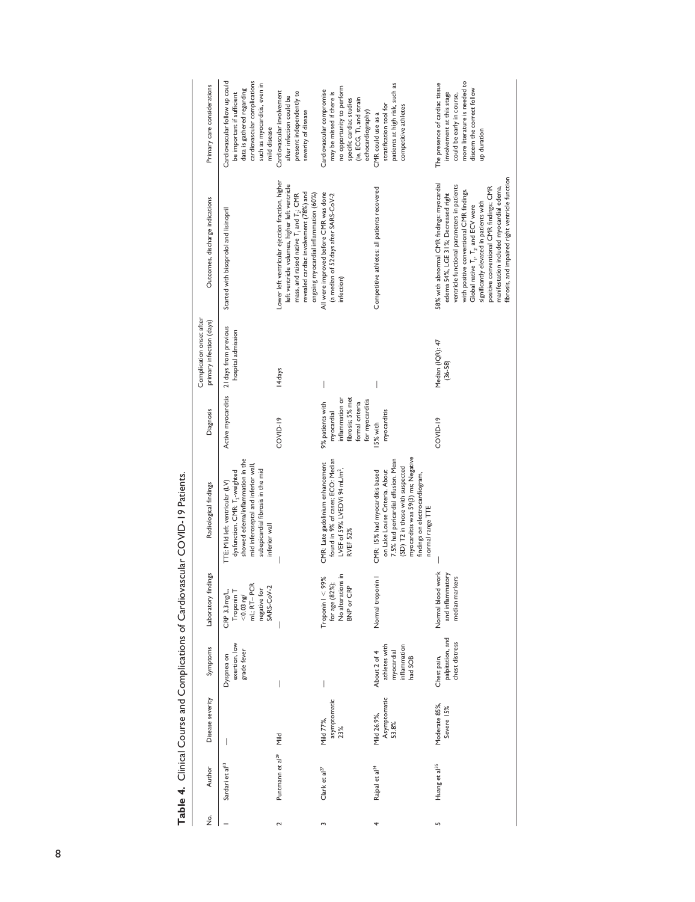**Table 4.** Clinical Course and Complications of Cardiovascular COVID-19 Patients.

| No. | Author | Disease severity | Symptoms | Laboratory findings | Radiological findings | Diagnosis | Complication onset after primary infection (days) | Outcomes, discharge indications | Primary care considerations |
|---|---|---|---|---|---|---|---|---|---|
| 1 | Sardari et al[13] | — | Dyspnea on exertion, low grade fever | CRP 3.3 mg/L, Troponin T <0.03 ng/mL; RT–PCR negative for SARS-CoV-2 | TTE: Mild left ventricular (LV) dysfunction. CMR: $T_2$-weighted showed edema/inflammation in the mid inferoseptal and inferior wall, subepicardial fibrosis in the mid inferior wall | Active myocarditis | 21 days from previous hospital admission | Started with bisoprolol and lisinopril | Cardiovascular follow up could be important if sufficient data is gathered regarding cardiovascular complications such as myocarditis, even in mild disease |
| 2 | Puntmann et al[29] | Mild | — | — | — | COVID-19 | 14 days | Lower left ventricular ejection fraction, higher left ventricle volumes, higher left ventricle mass, and raised native $T_1$ and $T_2$; CMR revealed cardiac involvement (78%) and ongoing myocardial inflammation (60%) | Cardiovascular involvement after infection could be present independently to severity of disease |
| 3 | Clark et al[27] | Mild 77%, asymptomatic 23% | — | Troponin I < 99% for age (82%); No alterations in BNP or CRP | CMR: Late gadolinium enhancement found in 9% of cases; ECO: Median LVEF of 59% LVEDVi 94 mL/m², RVEF 52% | 9% patients with myocardial inflammation or fibrosis; 5% met formal criteria for myocarditis | — | All were improved before CMR was done (a median of 52 days after SARS-CoV-2 infection) | Cardiovascular compromise may be missed if there is no opportunity to perform specific cardiac studies (ie, ECG, TI, and strain echocardiography) |
| 4 | Rajpal et al[34] | Mild 26.9%, Asymptomatic 53.8% | About 2 of 4 athletes with myocardial inflammation had SOB | Normal troponin I | CMR: 15% had myocarditis based on Lake Louise Criteria. About 7.5% had pericardial effusion. Mean (SD) T2 in those with suspected myocarditis was 59(3) ms; Negative findings on electrocardiogram, normal range TTE | 15% with myocarditis | — | Competitive athletes: all patients recovered | CMR could use as a stratification tool for patients at high risk, such as competitive athletes |
| 5 | Huang et al[35] | Moderate 85%, Severe 15% | Chest pain, palpitation, and chest distress | Normal blood work and inflammatory median markers | — | COVID-19 | Median (IQR): 47 (36-58) | 58% with abnormal CMR findings: myocardial edema 54%, LGE 31%; Decreased right ventricle functional parameters in patients with positive conventional CMR findings. Global native $T_1$, $T_2$, and ECV were significantly elevated in patients with positive conventional CMR findings; CMR manifestation included myocardial edema, fibrosis, and impaired right ventricle function | The presence of cardiac tissue involvement at this stage could be early in course, more literature is needed to discern the correct follow up duration |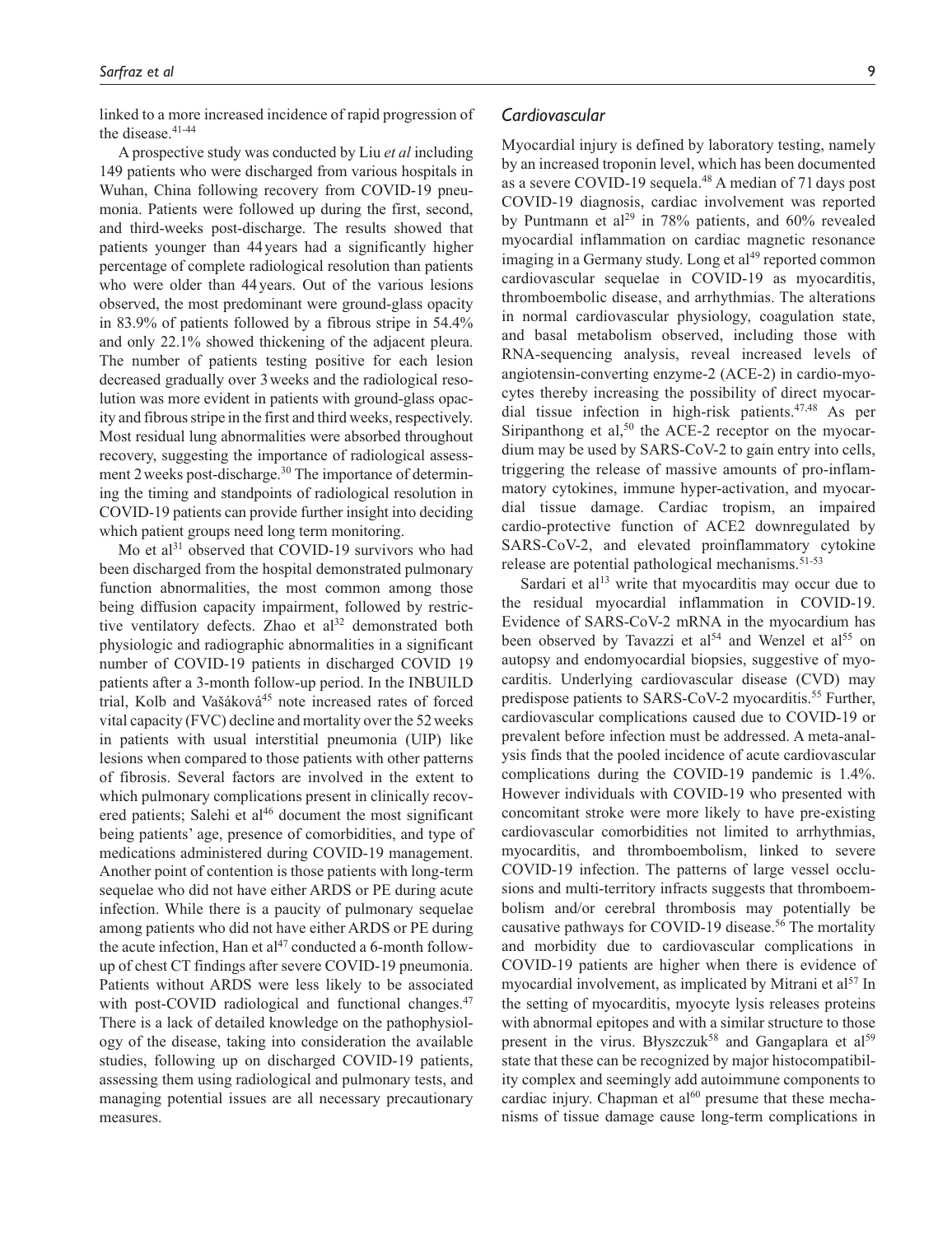linked to a more increased incidence of rapid progression of the disease.[41-44]

A prospective study was conducted by Liu *et al* including 149 patients who were discharged from various hospitals in Wuhan, China following recovery from COVID-19 pneumonia. Patients were followed up during the first, second, and third-weeks post-discharge. The results showed that patients younger than 44 years had a significantly higher percentage of complete radiological resolution than patients who were older than 44 years. Out of the various lesions observed, the most predominant were ground-glass opacity in 83.9% of patients followed by a fibrous stripe in 54.4% and only 22.1% showed thickening of the adjacent pleura. The number of patients testing positive for each lesion decreased gradually over 3 weeks and the radiological resolution was more evident in patients with ground-glass opacity and fibrous stripe in the first and third weeks, respectively. Most residual lung abnormalities were absorbed throughout recovery, suggesting the importance of radiological assessment 2 weeks post-discharge.[30] The importance of determining the timing and standpoints of radiological resolution in COVID-19 patients can provide further insight into deciding which patient groups need long term monitoring.

Mo et al[31] observed that COVID-19 survivors who had been discharged from the hospital demonstrated pulmonary function abnormalities, the most common among those being diffusion capacity impairment, followed by restrictive ventilatory defects. Zhao et al[32] demonstrated both physiologic and radiographic abnormalities in a significant number of COVID-19 patients in discharged COVID 19 patients after a 3-month follow-up period. In the INBUILD trial, Kolb and Vašáková[45] note increased rates of forced vital capacity (FVC) decline and mortality over the 52 weeks in patients with usual interstitial pneumonia (UIP) like lesions when compared to those patients with other patterns of fibrosis. Several factors are involved in the extent to which pulmonary complications present in clinically recovered patients; Salehi et al[46] document the most significant being patients' age, presence of comorbidities, and type of medications administered during COVID-19 management. Another point of contention is those patients with long-term sequelae who did not have either ARDS or PE during acute infection. While there is a paucity of pulmonary sequelae among patients who did not have either ARDS or PE during the acute infection, Han et al[47] conducted a 6-month follow-up of chest CT findings after severe COVID-19 pneumonia. Patients without ARDS were less likely to be associated with post-COVID radiological and functional changes.[47] There is a lack of detailed knowledge on the pathophysiology of the disease, taking into consideration the available studies, following up on discharged COVID-19 patients, assessing them using radiological and pulmonary tests, and managing potential issues are all necessary precautionary measures.

### *Cardiovascular*

Myocardial injury is defined by laboratory testing, namely by an increased troponin level, which has been documented as a severe COVID-19 sequela.[48] A median of 71 days post COVID-19 diagnosis, cardiac involvement was reported by Puntmann et al[29] in 78% patients, and 60% revealed myocardial inflammation on cardiac magnetic resonance imaging in a Germany study. Long et al[49] reported common cardiovascular sequelae in COVID-19 as myocarditis, thromboembolic disease, and arrhythmias. The alterations in normal cardiovascular physiology, coagulation state, and basal metabolism observed, including those with RNA-sequencing analysis, reveal increased levels of angiotensin-converting enzyme-2 (ACE-2) in cardio-myocytes thereby increasing the possibility of direct myocardial tissue infection in high-risk patients.[47,48] As per Siripanthong et al,[50] the ACE-2 receptor on the myocardium may be used by SARS-CoV-2 to gain entry into cells, triggering the release of massive amounts of pro-inflammatory cytokines, immune hyper-activation, and myocardial tissue damage. Cardiac tropism, an impaired cardio-protective function of ACE2 downregulated by SARS-CoV-2, and elevated proinflammatory cytokine release are potential pathological mechanisms.[51-53]

Sardari et al[13] write that myocarditis may occur due to the residual myocardial inflammation in COVID-19. Evidence of SARS-CoV-2 mRNA in the myocardium has been observed by Tavazzi et al[54] and Wenzel et al[55] on autopsy and endomyocardial biopsies, suggestive of myocarditis. Underlying cardiovascular disease (CVD) may predispose patients to SARS-CoV-2 myocarditis.[55] Further, cardiovascular complications caused due to COVID-19 or prevalent before infection must be addressed. A meta-analysis finds that the pooled incidence of acute cardiovascular complications during the COVID-19 pandemic is 1.4%. However individuals with COVID-19 who presented with concomitant stroke were more likely to have pre-existing cardiovascular comorbidities not limited to arrhythmias, myocarditis, and thromboembolism, linked to severe COVID-19 infection. The patterns of large vessel occlusions and multi-territory infracts suggests that thromboembolism and/or cerebral thrombosis may potentially be causative pathways for COVID-19 disease.[56] The mortality and morbidity due to cardiovascular complications in COVID-19 patients are higher when there is evidence of myocardial involvement, as implicated by Mitrani et al[57] In the setting of myocarditis, myocyte lysis releases proteins with abnormal epitopes and with a similar structure to those present in the virus. Błyszczuk[58] and Gangaplara et al[59] state that these can be recognized by major histocompatibility complex and seemingly add autoimmune components to cardiac injury. Chapman et al[60] presume that these mechanisms of tissue damage cause long-term complications in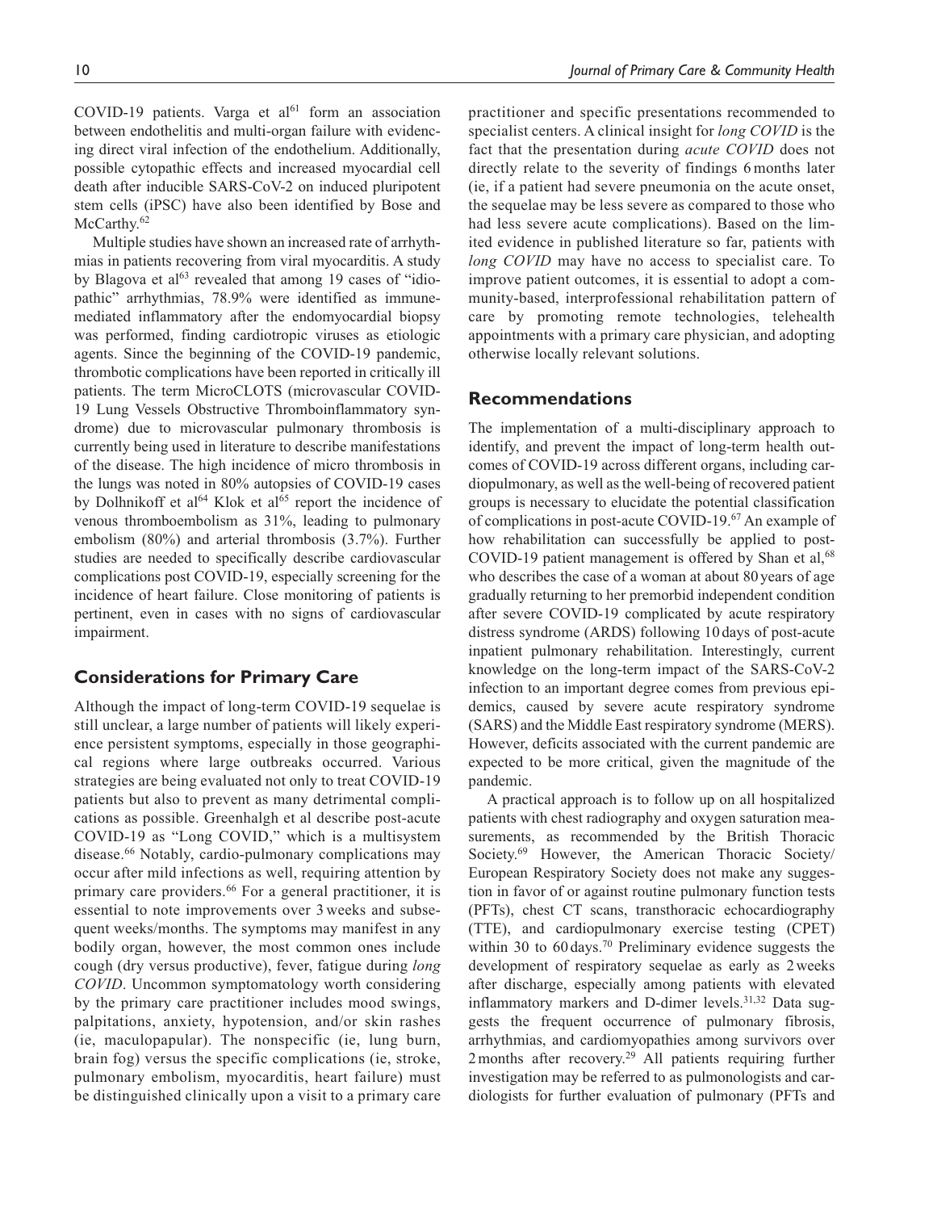COVID-19 patients. Varga et al[61] form an association between endothelitis and multi-organ failure with evidencing direct viral infection of the endothelium. Additionally, possible cytopathic effects and increased myocardial cell death after inducible SARS-CoV-2 on induced pluripotent stem cells (iPSC) have also been identified by Bose and McCarthy.[62]

Multiple studies have shown an increased rate of arrhythmias in patients recovering from viral myocarditis. A study by Blagova et al[63] revealed that among 19 cases of "idiopathic" arrhythmias, 78.9% were identified as immune-mediated inflammatory after the endomyocardial biopsy was performed, finding cardiotropic viruses as etiologic agents. Since the beginning of the COVID-19 pandemic, thrombotic complications have been reported in critically ill patients. The term MicroCLOTS (microvascular COVID-19 Lung Vessels Obstructive Thromboinflammatory syndrome) due to microvascular pulmonary thrombosis is currently being used in literature to describe manifestations of the disease. The high incidence of micro thrombosis in the lungs was noted in 80% autopsies of COVID-19 cases by Dolhnikoff et al[64] Klok et al[65] report the incidence of venous thromboembolism as 31%, leading to pulmonary embolism (80%) and arterial thrombosis (3.7%). Further studies are needed to specifically describe cardiovascular complications post COVID-19, especially screening for the incidence of heart failure. Close monitoring of patients is pertinent, even in cases with no signs of cardiovascular impairment.

## Considerations for Primary Care

Although the impact of long-term COVID-19 sequelae is still unclear, a large number of patients will likely experience persistent symptoms, especially in those geographical regions where large outbreaks occurred. Various strategies are being evaluated not only to treat COVID-19 patients but also to prevent as many detrimental complications as possible. Greenhalgh et al describe post-acute COVID-19 as "Long COVID," which is a multisystem disease.[66] Notably, cardio-pulmonary complications may occur after mild infections as well, requiring attention by primary care providers.[66] For a general practitioner, it is essential to note improvements over 3 weeks and subsequent weeks/months. The symptoms may manifest in any bodily organ, however, the most common ones include cough (dry versus productive), fever, fatigue during *long COVID*. Uncommon symptomatology worth considering by the primary care practitioner includes mood swings, palpitations, anxiety, hypotension, and/or skin rashes (ie, maculopapular). The nonspecific (ie, lung burn, brain fog) versus the specific complications (ie, stroke, pulmonary embolism, myocarditis, heart failure) must be distinguished clinically upon a visit to a primary care practitioner and specific presentations recommended to specialist centers. A clinical insight for *long COVID* is the fact that the presentation during *acute COVID* does not directly relate to the severity of findings 6 months later (ie, if a patient had severe pneumonia on the acute onset, the sequelae may be less severe as compared to those who had less severe acute complications). Based on the limited evidence in published literature so far, patients with *long COVID* may have no access to specialist care. To improve patient outcomes, it is essential to adopt a community-based, interprofessional rehabilitation pattern of care by promoting remote technologies, telehealth appointments with a primary care physician, and adopting otherwise locally relevant solutions.

## Recommendations

The implementation of a multi-disciplinary approach to identify, and prevent the impact of long-term health outcomes of COVID-19 across different organs, including cardiopulmonary, as well as the well-being of recovered patient groups is necessary to elucidate the potential classification of complications in post-acute COVID-19.[67] An example of how rehabilitation can successfully be applied to post-COVID-19 patient management is offered by Shan et al,[68] who describes the case of a woman at about 80 years of age gradually returning to her premorbid independent condition after severe COVID-19 complicated by acute respiratory distress syndrome (ARDS) following 10 days of post-acute inpatient pulmonary rehabilitation. Interestingly, current knowledge on the long-term impact of the SARS-CoV-2 infection to an important degree comes from previous epidemics, caused by severe acute respiratory syndrome (SARS) and the Middle East respiratory syndrome (MERS). However, deficits associated with the current pandemic are expected to be more critical, given the magnitude of the pandemic.

A practical approach is to follow up on all hospitalized patients with chest radiography and oxygen saturation measurements, as recommended by the British Thoracic Society.[69] However, the American Thoracic Society/European Respiratory Society does not make any suggestion in favor of or against routine pulmonary function tests (PFTs), chest CT scans, transthoracic echocardiography (TTE), and cardiopulmonary exercise testing (CPET) within 30 to 60 days.[70] Preliminary evidence suggests the development of respiratory sequelae as early as 2 weeks after discharge, especially among patients with elevated inflammatory markers and D-dimer levels.[31,32] Data suggests the frequent occurrence of pulmonary fibrosis, arrhythmias, and cardiomyopathies among survivors over 2 months after recovery.[29] All patients requiring further investigation may be referred to as pulmonologists and cardiologists for further evaluation of pulmonary (PFTs and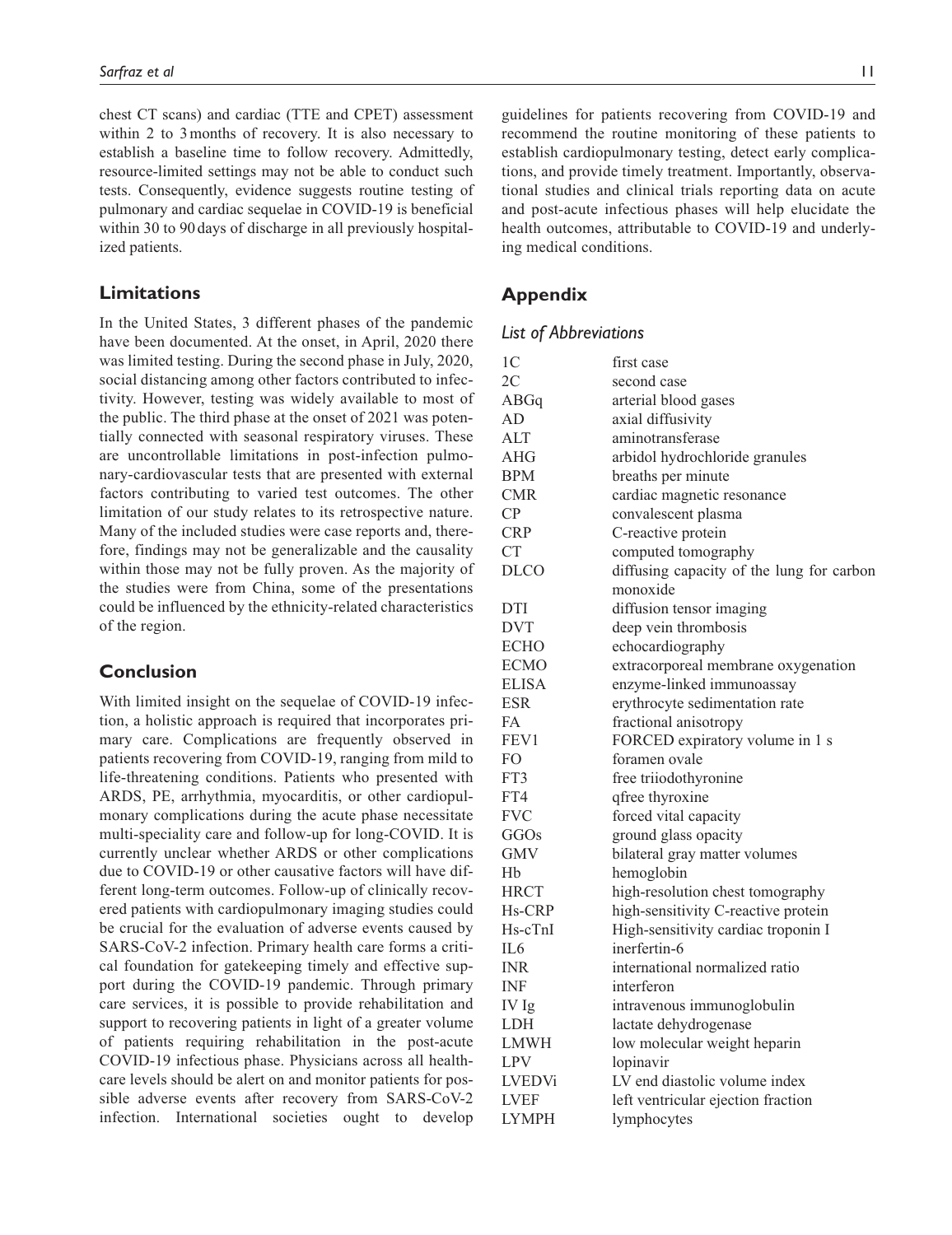chest CT scans) and cardiac (TTE and CPET) assessment within 2 to 3 months of recovery. It is also necessary to establish a baseline time to follow recovery. Admittedly, resource-limited settings may not be able to conduct such tests. Consequently, evidence suggests routine testing of pulmonary and cardiac sequelae in COVID-19 is beneficial within 30 to 90 days of discharge in all previously hospitalized patients.

## Limitations

In the United States, 3 different phases of the pandemic have been documented. At the onset, in April, 2020 there was limited testing. During the second phase in July, 2020, social distancing among other factors contributed to infectivity. However, testing was widely available to most of the public. The third phase at the onset of 2021 was potentially connected with seasonal respiratory viruses. These are uncontrollable limitations in post-infection pulmonary-cardiovascular tests that are presented with external factors contributing to varied test outcomes. The other limitation of our study relates to its retrospective nature. Many of the included studies were case reports and, therefore, findings may not be generalizable and the causality within those may not be fully proven. As the majority of the studies were from China, some of the presentations could be influenced by the ethnicity-related characteristics of the region.

## Conclusion

With limited insight on the sequelae of COVID-19 infection, a holistic approach is required that incorporates primary care. Complications are frequently observed in patients recovering from COVID-19, ranging from mild to life-threatening conditions. Patients who presented with ARDS, PE, arrhythmia, myocarditis, or other cardiopulmonary complications during the acute phase necessitate multi-speciality care and follow-up for long-COVID. It is currently unclear whether ARDS or other complications due to COVID-19 or other causative factors will have different long-term outcomes. Follow-up of clinically recovered patients with cardiopulmonary imaging studies could be crucial for the evaluation of adverse events caused by SARS-CoV-2 infection. Primary health care forms a critical foundation for gatekeeping timely and effective support during the COVID-19 pandemic. Through primary care services, it is possible to provide rehabilitation and support to recovering patients in light of a greater volume of patients requiring rehabilitation in the post-acute COVID-19 infectious phase. Physicians across all healthcare levels should be alert on and monitor patients for possible adverse events after recovery from SARS-CoV-2 infection. International societies ought to develop guidelines for patients recovering from COVID-19 and recommend the routine monitoring of these patients to establish cardiopulmonary testing, detect early complications, and provide timely treatment. Importantly, observational studies and clinical trials reporting data on acute and post-acute infectious phases will help elucidate the health outcomes, attributable to COVID-19 and underlying medical conditions.

## Appendix

### *List of Abbreviations*

| | |
|---|---|
| 1C | first case |
| 2C | second case |
| ABGq | arterial blood gases |
| AD | axial diffusivity |
| ALT | aminotransferase |
| AHG | arbidol hydrochloride granules |
| BPM | breaths per minute |
| CMR | cardiac magnetic resonance |
| CP | convalescent plasma |
| CRP | C-reactive protein |
| CT | computed tomography |
| DLCO | diffusing capacity of the lung for carbon monoxide |
| DTI | diffusion tensor imaging |
| DVT | deep vein thrombosis |
| ECHO | echocardiography |
| ECMO | extracorporeal membrane oxygenation |
| ELISA | enzyme-linked immunoassay |
| ESR | erythrocyte sedimentation rate |
| FA | fractional anisotropy |
| FEV1 | FORCED expiratory volume in 1 s |
| FO | foramen ovale |
| FT3 | free triiodothyronine |
| FT4 | qfree thyroxine |
| FVC | forced vital capacity |
| GGOs | ground glass opacity |
| GMV | bilateral gray matter volumes |
| Hb | hemoglobin |
| HRCT | high-resolution chest tomography |
| Hs-CRP | high-sensitivity C-reactive protein |
| Hs-cTnI | High-sensitivity cardiac troponin I |
| IL6 | inerfertin-6 |
| INR | international normalized ratio |
| INF | interferon |
| IV Ig | intravenous immunoglobulin |
| LDH | lactate dehydrogenase |
| LMWH | low molecular weight heparin |
| LPV | lopinavir |
| LVEDVi | LV end diastolic volume index |
| LVEF | left ventricular ejection fraction |
| LYMPH | lymphocytes |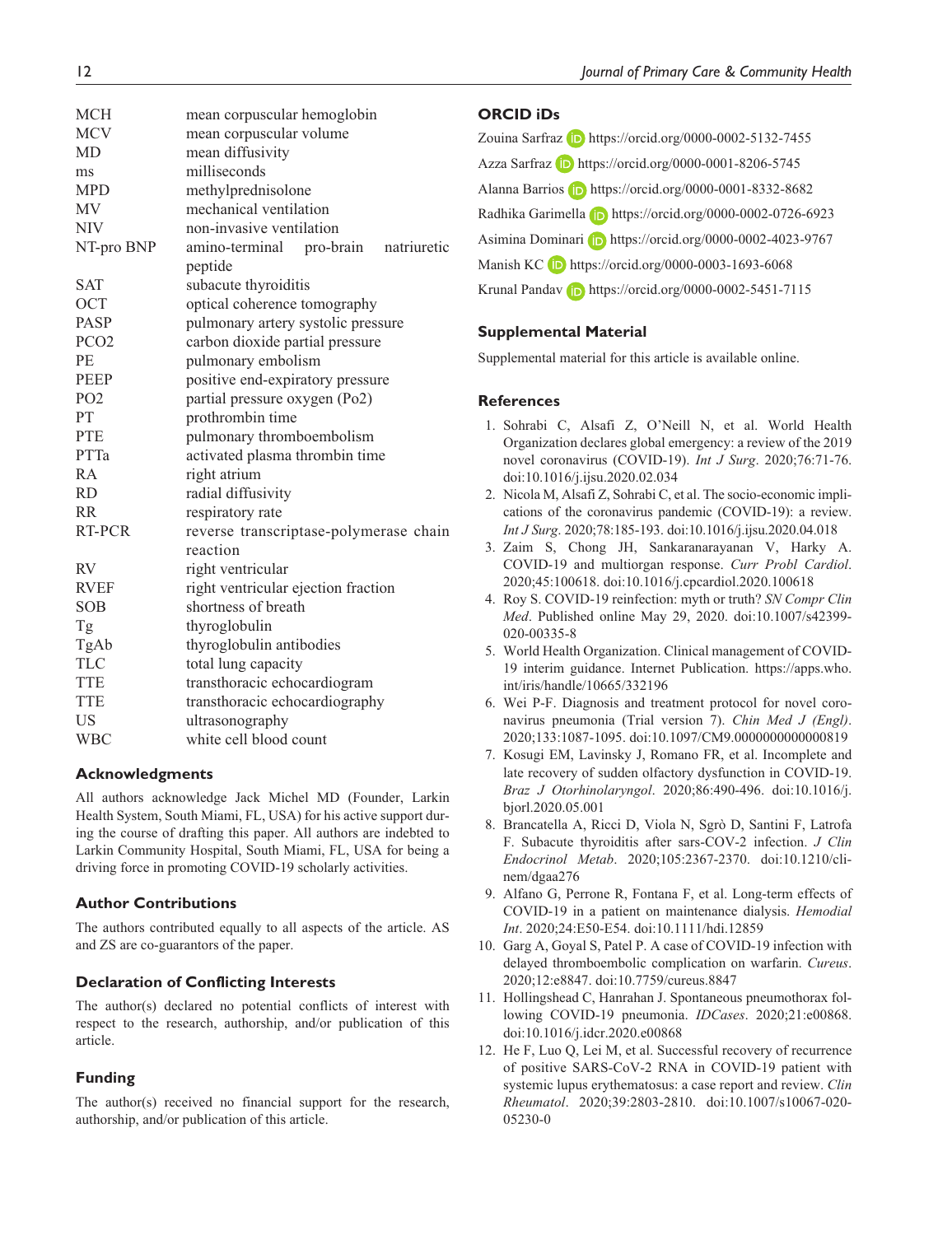| | |
|---|---|
| MCH | mean corpuscular hemoglobin |
| MCV | mean corpuscular volume |
| MD | mean diffusivity |
| ms | milliseconds |
| MPD | methylprednisolone |
| MV | mechanical ventilation |
| NIV | non-invasive ventilation |
| NT-pro BNP | amino-terminal pro-brain natriuretic peptide |
| SAT | subacute thyroiditis |
| OCT | optical coherence tomography |
| PASP | pulmonary artery systolic pressure |
| PCO2 | carbon dioxide partial pressure |
| PE | pulmonary embolism |
| PEEP | positive end-expiratory pressure |
| PO2 | partial pressure oxygen (Po2) |
| PT | prothrombin time |
| PTE | pulmonary thromboembolism |
| PTTa | activated plasma thrombin time |
| RA | right atrium |
| RD | radial diffusivity |
| RR | respiratory rate |
| RT-PCR | reverse transcriptase-polymerase chain reaction |
| RV | right ventricular |
| RVEF | right ventricular ejection fraction |
| SOB | shortness of breath |
| Tg | thyroglobulin |
| TgAb | thyroglobulin antibodies |
| TLC | total lung capacity |
| TTE | transthoracic echocardiogram |
| TTE | transthoracic echocardiography |
| US | ultrasonography |
| WBC | white cell blood count |

## Acknowledgments

All authors acknowledge Jack Michel MD (Founder, Larkin Health System, South Miami, FL, USA) for his active support during the course of drafting this paper. All authors are indebted to Larkin Community Hospital, South Miami, FL, USA for being a driving force in promoting COVID-19 scholarly activities.

## Author Contributions

The authors contributed equally to all aspects of the article. AS and ZS are co-guarantors of the paper.

## Declaration of Conflicting Interests

The author(s) declared no potential conflicts of interest with respect to the research, authorship, and/or publication of this article.

## Funding

The author(s) received no financial support for the research, authorship, and/or publication of this article.

## ORCID iDs

Zouina Sarfraz https://orcid.org/0000-0002-5132-7455

Azza Sarfraz https://orcid.org/0000-0001-8206-5745

Alanna Barrios https://orcid.org/0000-0001-8332-8682

Radhika Garimella https://orcid.org/0000-0002-0726-6923

Asimina Dominari https://orcid.org/0000-0002-4023-9767

Manish KC https://orcid.org/0000-0003-1693-6068

Krunal Pandav https://orcid.org/0000-0002-5451-7115

## Supplemental Material

Supplemental material for this article is available online.

## References

1. Sohrabi C, Alsafi Z, O'Neill N, et al. World Health Organization declares global emergency: a review of the 2019 novel coronavirus (COVID-19). *Int J Surg*. 2020;76:71-76. doi:10.1016/j.ijsu.2020.02.034
2. Nicola M, Alsafi Z, Sohrabi C, et al. The socio-economic implications of the coronavirus pandemic (COVID-19): a review. *Int J Surg*. 2020;78:185-193. doi:10.1016/j.ijsu.2020.04.018
3. Zaim S, Chong JH, Sankaranarayanan V, Harky A. COVID-19 and multiorgan response. *Curr Probl Cardiol*. 2020;45:100618. doi:10.1016/j.cpcardiol.2020.100618
4. Roy S. COVID-19 reinfection: myth or truth? *SN Compr Clin Med*. Published online May 29, 2020. doi:10.1007/s42399-020-00335-8
5. World Health Organization. Clinical management of COVID-19 interim guidance. Internet Publication. https://apps.who.int/iris/handle/10665/332196
6. Wei P-F. Diagnosis and treatment protocol for novel coronavirus pneumonia (Trial version 7). *Chin Med J (Engl)*. 2020;133:1087-1095. doi:10.1097/CM9.0000000000000819
7. Kosugi EM, Lavinsky J, Romano FR, et al. Incomplete and late recovery of sudden olfactory dysfunction in COVID-19. *Braz J Otorhinolaryngol*. 2020;86:490-496. doi:10.1016/j.bjorl.2020.05.001
8. Brancatella A, Ricci D, Viola N, Sgrò D, Santini F, Latrofa F. Subacute thyroiditis after sars-COV-2 infection. *J Clin Endocrinol Metab*. 2020;105:2367-2370. doi:10.1210/clinem/dgaa276
9. Alfano G, Perrone R, Fontana F, et al. Long-term effects of COVID-19 in a patient on maintenance dialysis. *Hemodial Int*. 2020;24:E50-E54. doi:10.1111/hdi.12859
10. Garg A, Goyal S, Patel P. A case of COVID-19 infection with delayed thromboembolic complication on warfarin. *Cureus*. 2020;12:e8847. doi:10.7759/cureus.8847
11. Hollingshead C, Hanrahan J. Spontaneous pneumothorax following COVID-19 pneumonia. *IDCases*. 2020;21:e00868. doi:10.1016/j.idcr.2020.e00868
12. He F, Luo Q, Lei M, et al. Successful recovery of recurrence of positive SARS-CoV-2 RNA in COVID-19 patient with systemic lupus erythematosus: a case report and review. *Clin Rheumatol*. 2020;39:2803-2810. doi:10.1007/s10067-020-05230-0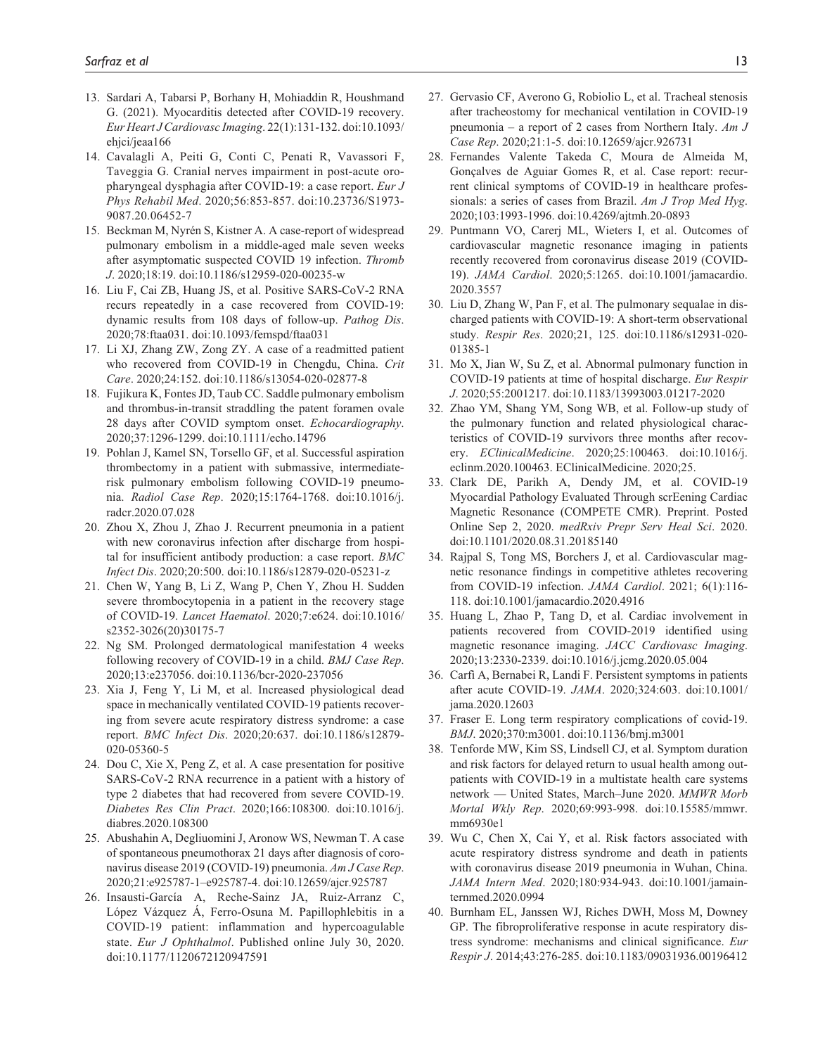13. Sardari A, Tabarsi P, Borhany H, Mohiaddin R, Houshmand G. (2021). Myocarditis detected after COVID-19 recovery. *Eur Heart J Cardiovasc Imaging*. 22(1):131-132. doi:10.1093/ehjci/jeaa166
14. Cavalagli A, Peiti G, Conti C, Penati R, Vavassori F, Taveggia G. Cranial nerves impairment in post-acute oropharyngeal dysphagia after COVID-19: a case report. *Eur J Phys Rehabil Med*. 2020;56:853-857. doi:10.23736/S1973-9087.20.06452-7
15. Beckman M, Nyrén S, Kistner A. A case-report of widespread pulmonary embolism in a middle-aged male seven weeks after asymptomatic suspected COVID 19 infection. *Thromb J*. 2020;18:19. doi:10.1186/s12959-020-00235-w
16. Liu F, Cai ZB, Huang JS, et al. Positive SARS-CoV-2 RNA recurs repeatedly in a case recovered from COVID-19: dynamic results from 108 days of follow-up. *Pathog Dis*. 2020;78:ftaa031. doi:10.1093/femspd/ftaa031
17. Li XJ, Zhang ZW, Zong ZY. A case of a readmitted patient who recovered from COVID-19 in Chengdu, China. *Crit Care*. 2020;24:152. doi:10.1186/s13054-020-02877-8
18. Fujikura K, Fontes JD, Taub CC. Saddle pulmonary embolism and thrombus-in-transit straddling the patent foramen ovale 28 days after COVID symptom onset. *Echocardiography*. 2020;37:1296-1299. doi:10.1111/echo.14796
19. Pohlan J, Kamel SN, Torsello GF, et al. Successful aspiration thrombectomy in a patient with submassive, intermediate-risk pulmonary embolism following COVID-19 pneumonia. *Radiol Case Rep*. 2020;15:1764-1768. doi:10.1016/j.radcr.2020.07.028
20. Zhou X, Zhou J, Zhao J. Recurrent pneumonia in a patient with new coronavirus infection after discharge from hospital for insufficient antibody production: a case report. *BMC Infect Dis*. 2020;20:500. doi:10.1186/s12879-020-05231-z
21. Chen W, Yang B, Li Z, Wang P, Chen Y, Zhou H. Sudden severe thrombocytopenia in a patient in the recovery stage of COVID-19. *Lancet Haematol*. 2020;7:e624. doi:10.1016/s2352-3026(20)30175-7
22. Ng SM. Prolonged dermatological manifestation 4 weeks following recovery of COVID-19 in a child. *BMJ Case Rep*. 2020;13:e237056. doi:10.1136/bcr-2020-237056
23. Xia J, Feng Y, Li M, et al. Increased physiological dead space in mechanically ventilated COVID-19 patients recovering from severe acute respiratory distress syndrome: a case report. *BMC Infect Dis*. 2020;20:637. doi:10.1186/s12879-020-05360-5
24. Dou C, Xie X, Peng Z, et al. A case presentation for positive SARS-CoV-2 RNA recurrence in a patient with a history of type 2 diabetes that had recovered from severe COVID-19. *Diabetes Res Clin Pract*. 2020;166:108300. doi:10.1016/j.diabres.2020.108300
25. Abushahin A, Degliuomini J, Aronow WS, Newman T. A case of spontaneous pneumothorax 21 days after diagnosis of coronavirus disease 2019 (COVID-19) pneumonia. *Am J Case Rep*. 2020;21:e925787-1–e925787-4. doi:10.12659/ajcr.925787
26. Insausti-García A, Reche-Sainz JA, Ruiz-Arranz C, López Vázquez Á, Ferro-Osuna M. Papillophlebitis in a COVID-19 patient: inflammation and hypercoagulable state. *Eur J Ophthalmol*. Published online July 30, 2020. doi:10.1177/1120672120947591
27. Gervasio CF, Averono G, Robiolio L, et al. Tracheal stenosis after tracheostomy for mechanical ventilation in COVID-19 pneumonia – a report of 2 cases from Northern Italy. *Am J Case Rep*. 2020;21:1-5. doi:10.12659/ajcr.926731
28. Fernandes Valente Takeda C, Moura de Almeida M, Gonçalves de Aguiar Gomes R, et al. Case report: recurrent clinical symptoms of COVID-19 in healthcare professionals: a series of cases from Brazil. *Am J Trop Med Hyg*. 2020;103:1993-1996. doi:10.4269/ajtmh.20-0893
29. Puntmann VO, Carerj ML, Wieters I, et al. Outcomes of cardiovascular magnetic resonance imaging in patients recently recovered from coronavirus disease 2019 (COVID-19). *JAMA Cardiol*. 2020;5:1265. doi:10.1001/jamacardio.2020.3557
30. Liu D, Zhang W, Pan F, et al. The pulmonary sequalae in discharged patients with COVID-19: A short-term observational study. *Respir Res*. 2020;21, 125. doi:10.1186/s12931-020-01385-1
31. Mo X, Jian W, Su Z, et al. Abnormal pulmonary function in COVID-19 patients at time of hospital discharge. *Eur Respir J*. 2020;55:2001217. doi:10.1183/13993003.01217-2020
32. Zhao YM, Shang YM, Song WB, et al. Follow-up study of the pulmonary function and related physiological characteristics of COVID-19 survivors three months after recovery. *EClinicalMedicine*. 2020;25:100463. doi:10.1016/j.eclinm.2020.100463. EClinicalMedicine. 2020;25.
33. Clark DE, Parikh A, Dendy JM, et al. COVID-19 Myocardial Pathology Evaluated Through scrEening Cardiac Magnetic Resonance (COMPETE CMR). Preprint. Posted Online Sep 2, 2020. *medRxiv Prepr Serv Heal Sci*. 2020. doi:10.1101/2020.08.31.20185140
34. Rajpal S, Tong MS, Borchers J, et al. Cardiovascular magnetic resonance findings in competitive athletes recovering from COVID-19 infection. *JAMA Cardiol*. 2021; 6(1):116-118. doi:10.1001/jamacardio.2020.4916
35. Huang L, Zhao P, Tang D, et al. Cardiac involvement in patients recovered from COVID-2019 identified using magnetic resonance imaging. *JACC Cardiovasc Imaging*. 2020;13:2330-2339. doi:10.1016/j.jcmg.2020.05.004
36. Carfì A, Bernabei R, Landi F. Persistent symptoms in patients after acute COVID-19. *JAMA*. 2020;324:603. doi:10.1001/jama.2020.12603
37. Fraser E. Long term respiratory complications of covid-19. *BMJ*. 2020;370:m3001. doi:10.1136/bmj.m3001
38. Tenforde MW, Kim SS, Lindsell CJ, et al. Symptom duration and risk factors for delayed return to usual health among outpatients with COVID-19 in a multistate health care systems network — United States, March–June 2020. *MMWR Morb Mortal Wkly Rep*. 2020;69:993-998. doi:10.15585/mmwr.mm6930e1
39. Wu C, Chen X, Cai Y, et al. Risk factors associated with acute respiratory distress syndrome and death in patients with coronavirus disease 2019 pneumonia in Wuhan, China. *JAMA Intern Med*. 2020;180:934-943. doi:10.1001/jamainternmed.2020.0994
40. Burnham EL, Janssen WJ, Riches DWH, Moss M, Downey GP. The fibroproliferative response in acute respiratory distress syndrome: mechanisms and clinical significance. *Eur Respir J*. 2014;43:276-285. doi:10.1183/09031936.00196412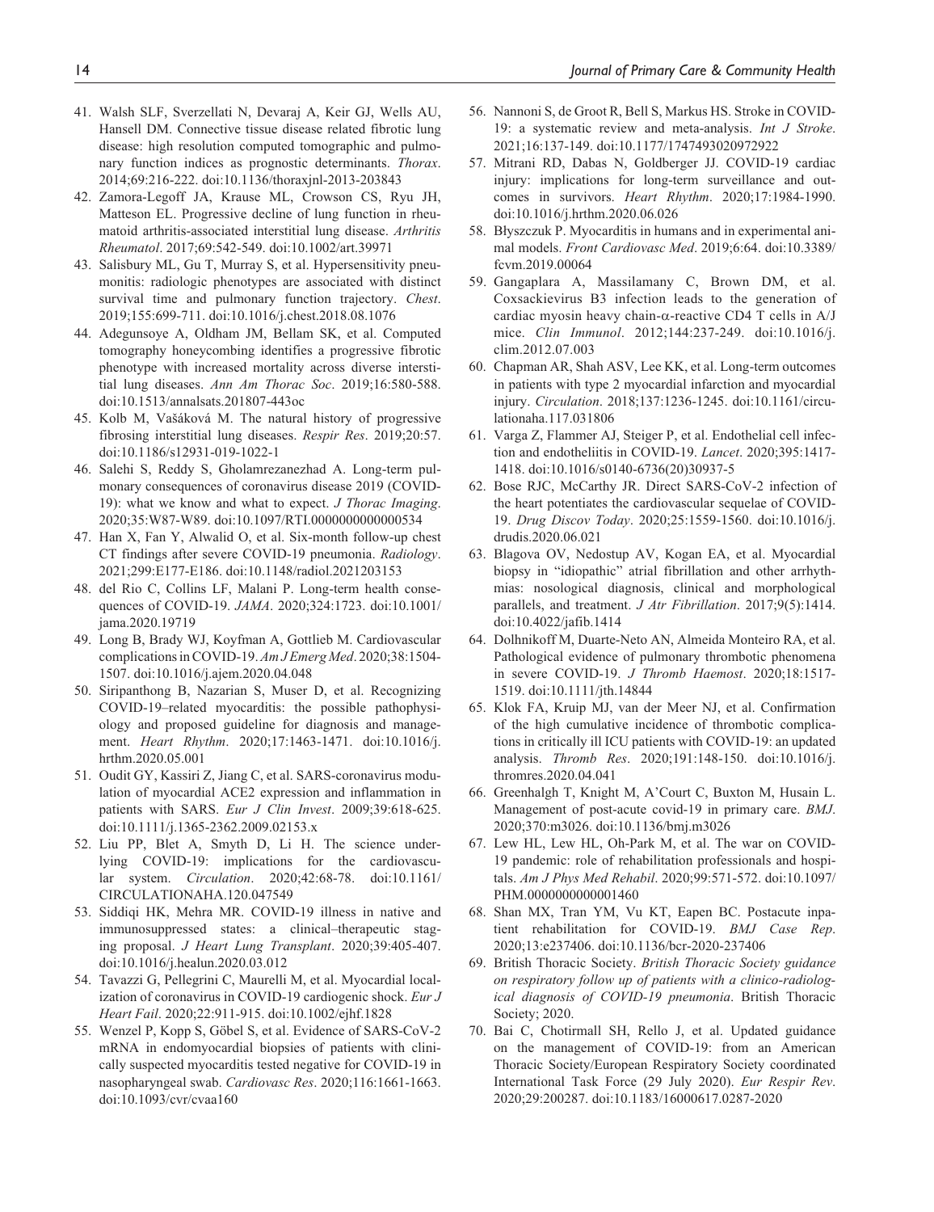41. Walsh SLF, Sverzellati N, Devaraj A, Keir GJ, Wells AU, Hansell DM. Connective tissue disease related fibrotic lung disease: high resolution computed tomographic and pulmonary function indices as prognostic determinants. *Thorax*. 2014;69:216-222. doi:10.1136/thoraxjnl-2013-203843
42. Zamora-Legoff JA, Krause ML, Crowson CS, Ryu JH, Matteson EL. Progressive decline of lung function in rheumatoid arthritis-associated interstitial lung disease. *Arthritis Rheumatol*. 2017;69:542-549. doi:10.1002/art.39971
43. Salisbury ML, Gu T, Murray S, et al. Hypersensitivity pneumonitis: radiologic phenotypes are associated with distinct survival time and pulmonary function trajectory. *Chest*. 2019;155:699-711. doi:10.1016/j.chest.2018.08.1076
44. Adegunsoye A, Oldham JM, Bellam SK, et al. Computed tomography honeycombing identifies a progressive fibrotic phenotype with increased mortality across diverse interstitial lung diseases. *Ann Am Thorac Soc*. 2019;16:580-588. doi:10.1513/annalsats.201807-443oc
45. Kolb M, Vašáková M. The natural history of progressive fibrosing interstitial lung diseases. *Respir Res*. 2019;20:57. doi:10.1186/s12931-019-1022-1
46. Salehi S, Reddy S, Gholamrezanezhad A. Long-term pulmonary consequences of coronavirus disease 2019 (COVID-19): what we know and what to expect. *J Thorac Imaging*. 2020;35:W87-W89. doi:10.1097/RTI.0000000000000534
47. Han X, Fan Y, Alwalid O, et al. Six-month follow-up chest CT findings after severe COVID-19 pneumonia. *Radiology*. 2021;299:E177-E186. doi:10.1148/radiol.2021203153
48. del Rio C, Collins LF, Malani P. Long-term health consequences of COVID-19. *JAMA*. 2020;324:1723. doi:10.1001/jama.2020.19719
49. Long B, Brady WJ, Koyfman A, Gottlieb M. Cardiovascular complications in COVID-19. *Am J Emerg Med*. 2020;38:1504-1507. doi:10.1016/j.ajem.2020.04.048
50. Siripanthong B, Nazarian S, Muser D, et al. Recognizing COVID-19–related myocarditis: the possible pathophysiology and proposed guideline for diagnosis and management. *Heart Rhythm*. 2020;17:1463-1471. doi:10.1016/j.hrthm.2020.05.001
51. Oudit GY, Kassiri Z, Jiang C, et al. SARS-coronavirus modulation of myocardial ACE2 expression and inflammation in patients with SARS. *Eur J Clin Invest*. 2009;39:618-625. doi:10.1111/j.1365-2362.2009.02153.x
52. Liu PP, Blet A, Smyth D, Li H. The science underlying COVID-19: implications for the cardiovascular system. *Circulation*. 2020;42:68-78. doi:10.1161/CIRCULATIONAHA.120.047549
53. Siddiqi HK, Mehra MR. COVID-19 illness in native and immunosuppressed states: a clinical–therapeutic staging proposal. *J Heart Lung Transplant*. 2020;39:405-407. doi:10.1016/j.healun.2020.03.012
54. Tavazzi G, Pellegrini C, Maurelli M, et al. Myocardial localization of coronavirus in COVID-19 cardiogenic shock. *Eur J Heart Fail*. 2020;22:911-915. doi:10.1002/ejhf.1828
55. Wenzel P, Kopp S, Göbel S, et al. Evidence of SARS-CoV-2 mRNA in endomyocardial biopsies of patients with clinically suspected myocarditis tested negative for COVID-19 in nasopharyngeal swab. *Cardiovasc Res*. 2020;116:1661-1663. doi:10.1093/cvr/cvaa160
56. Nannoni S, de Groot R, Bell S, Markus HS. Stroke in COVID-19: a systematic review and meta-analysis. *Int J Stroke*. 2021;16:137-149. doi:10.1177/1747493020972922
57. Mitrani RD, Dabas N, Goldberger JJ. COVID-19 cardiac injury: implications for long-term surveillance and outcomes in survivors. *Heart Rhythm*. 2020;17:1984-1990. doi:10.1016/j.hrthm.2020.06.026
58. Błyszczuk P. Myocarditis in humans and in experimental animal models. *Front Cardiovasc Med*. 2019;6:64. doi:10.3389/fcvm.2019.00064
59. Gangaplara A, Massilamany C, Brown DM, et al. Coxsackievirus B3 infection leads to the generation of cardiac myosin heavy chain-α-reactive CD4 T cells in A/J mice. *Clin Immunol*. 2012;144:237-249. doi:10.1016/j.clim.2012.07.003
60. Chapman AR, Shah ASV, Lee KK, et al. Long-term outcomes in patients with type 2 myocardial infarction and myocardial injury. *Circulation*. 2018;137:1236-1245. doi:10.1161/circulationaha.117.031806
61. Varga Z, Flammer AJ, Steiger P, et al. Endothelial cell infection and endotheliitis in COVID-19. *Lancet*. 2020;395:1417-1418. doi:10.1016/s0140-6736(20)30937-5
62. Bose RJC, McCarthy JR. Direct SARS-CoV-2 infection of the heart potentiates the cardiovascular sequelae of COVID-19. *Drug Discov Today*. 2020;25:1559-1560. doi:10.1016/j.drudis.2020.06.021
63. Blagova OV, Nedostup AV, Kogan EA, et al. Myocardial biopsy in "idiopathic" atrial fibrillation and other arrhythmias: nosological diagnosis, clinical and morphological parallels, and treatment. *J Atr Fibrillation*. 2017;9(5):1414. doi:10.4022/jafib.1414
64. Dolhnikoff M, Duarte-Neto AN, Almeida Monteiro RA, et al. Pathological evidence of pulmonary thrombotic phenomena in severe COVID-19. *J Thromb Haemost*. 2020;18:1517-1519. doi:10.1111/jth.14844
65. Klok FA, Kruip MJ, van der Meer NJ, et al. Confirmation of the high cumulative incidence of thrombotic complications in critically ill ICU patients with COVID-19: an updated analysis. *Thromb Res*. 2020;191:148-150. doi:10.1016/j.thromres.2020.04.041
66. Greenhalgh T, Knight M, A'Court C, Buxton M, Husain L. Management of post-acute covid-19 in primary care. *BMJ*. 2020;370:m3026. doi:10.1136/bmj.m3026
67. Lew HL, Lew HL, Oh-Park M, et al. The war on COVID-19 pandemic: role of rehabilitation professionals and hospitals. *Am J Phys Med Rehabil*. 2020;99:571-572. doi:10.1097/PHM.0000000000001460
68. Shan MX, Tran YM, Vu KT, Eapen BC. Postacute inpatient rehabilitation for COVID-19. *BMJ Case Rep*. 2020;13:e237406. doi:10.1136/bcr-2020-237406
69. British Thoracic Society. *British Thoracic Society guidance on respiratory follow up of patients with a clinico-radiological diagnosis of COVID-19 pneumonia*. British Thoracic Society; 2020.
70. Bai C, Chotirmall SH, Rello J, et al. Updated guidance on the management of COVID-19: from an American Thoracic Society/European Respiratory Society coordinated International Task Force (29 July 2020). *Eur Respir Rev*. 2020;29:200287. doi:10.1183/16000617.0287-2020